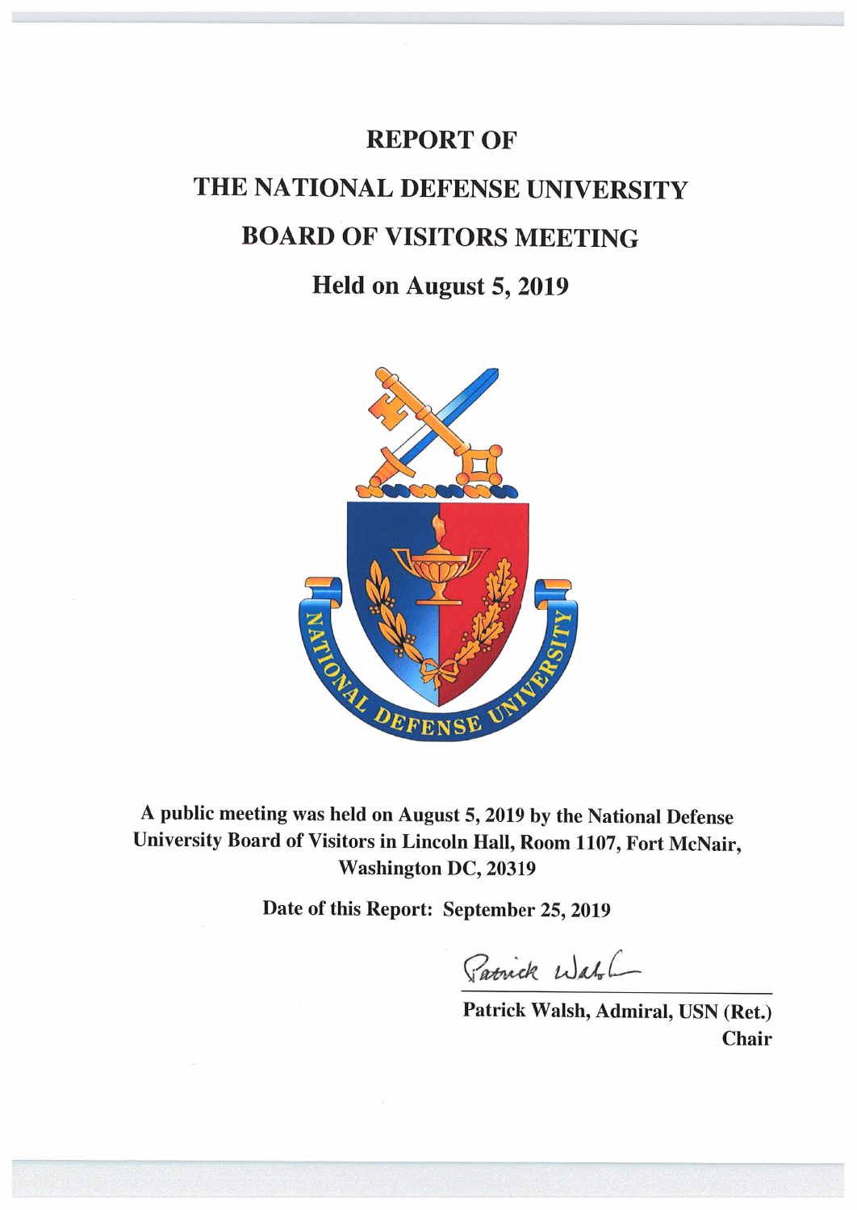# REPORT OF

# THE NATIONAL DEFENSE UNIVERSITY

# BOARD OF VISITORS MEETING

## Held on August 5, 2019

**A public meeting was held on August 5, 2019 by the National Defense University Board of Visitors in Lincoln Hall, Room 1107, Fort McNair, Washington DC, 20319**

**Date of this Report: September 25, 2019**

Patrick Walsh

**Patrick Walsh, Admiral, USN (Ret.)**
**Chair**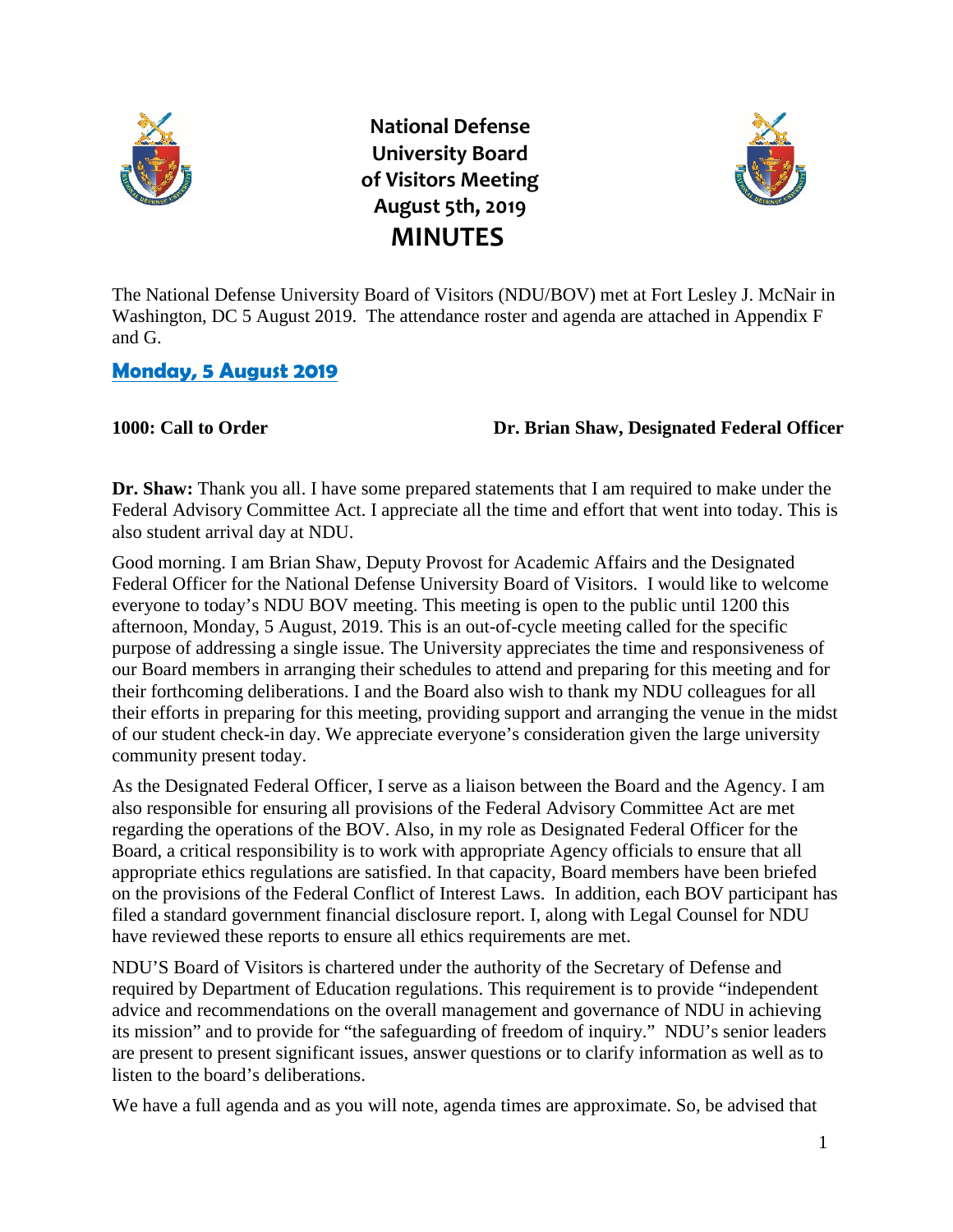# National Defense University Board of Visitors Meeting August 5th, 2019 MINUTES

The National Defense University Board of Visitors (NDU/BOV) met at Fort Lesley J. McNair in Washington, DC 5 August 2019. The attendance roster and agenda are attached in Appendix F and G.

## Monday, 5 August 2019

**1000: Call to Order** **Dr. Brian Shaw, Designated Federal Officer**

**Dr. Shaw:** Thank you all. I have some prepared statements that I am required to make under the Federal Advisory Committee Act. I appreciate all the time and effort that went into today. This is also student arrival day at NDU.

Good morning. I am Brian Shaw, Deputy Provost for Academic Affairs and the Designated Federal Officer for the National Defense University Board of Visitors. I would like to welcome everyone to today's NDU BOV meeting. This meeting is open to the public until 1200 this afternoon, Monday, 5 August, 2019. This is an out-of-cycle meeting called for the specific purpose of addressing a single issue. The University appreciates the time and responsiveness of our Board members in arranging their schedules to attend and preparing for this meeting and for their forthcoming deliberations. I and the Board also wish to thank my NDU colleagues for all their efforts in preparing for this meeting, providing support and arranging the venue in the midst of our student check-in day. We appreciate everyone's consideration given the large university community present today.

As the Designated Federal Officer, I serve as a liaison between the Board and the Agency. I am also responsible for ensuring all provisions of the Federal Advisory Committee Act are met regarding the operations of the BOV. Also, in my role as Designated Federal Officer for the Board, a critical responsibility is to work with appropriate Agency officials to ensure that all appropriate ethics regulations are satisfied. In that capacity, Board members have been briefed on the provisions of the Federal Conflict of Interest Laws. In addition, each BOV participant has filed a standard government financial disclosure report. I, along with Legal Counsel for NDU have reviewed these reports to ensure all ethics requirements are met.

NDU'S Board of Visitors is chartered under the authority of the Secretary of Defense and required by Department of Education regulations. This requirement is to provide "independent advice and recommendations on the overall management and governance of NDU in achieving its mission" and to provide for "the safeguarding of freedom of inquiry." NDU's senior leaders are present to present significant issues, answer questions or to clarify information as well as to listen to the board's deliberations.

We have a full agenda and as you will note, agenda times are approximate. So, be advised that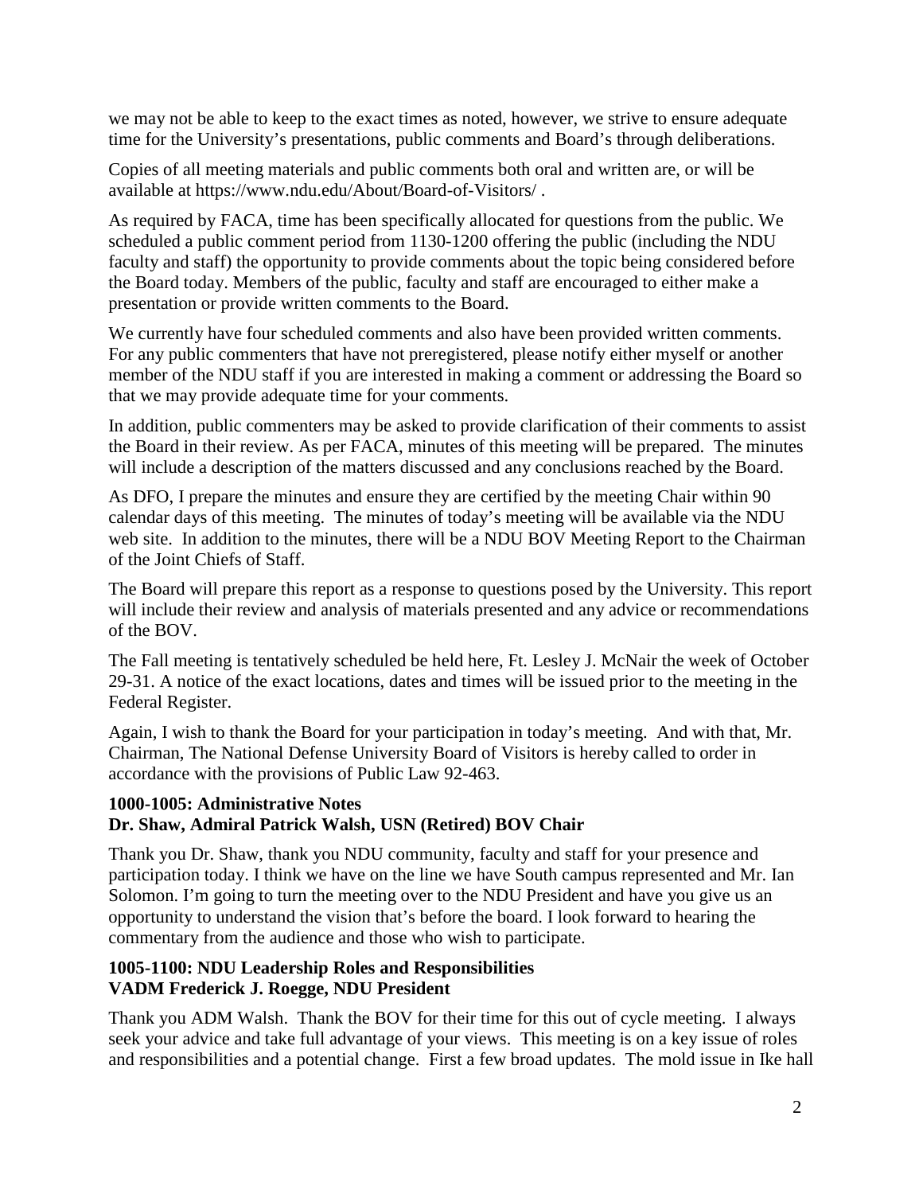we may not be able to keep to the exact times as noted, however, we strive to ensure adequate time for the University's presentations, public comments and Board's through deliberations.

Copies of all meeting materials and public comments both oral and written are, or will be available at https://www.ndu.edu/About/Board-of-Visitors/ .

As required by FACA, time has been specifically allocated for questions from the public. We scheduled a public comment period from 1130-1200 offering the public (including the NDU faculty and staff) the opportunity to provide comments about the topic being considered before the Board today. Members of the public, faculty and staff are encouraged to either make a presentation or provide written comments to the Board.

We currently have four scheduled comments and also have been provided written comments. For any public commenters that have not preregistered, please notify either myself or another member of the NDU staff if you are interested in making a comment or addressing the Board so that we may provide adequate time for your comments.

In addition, public commenters may be asked to provide clarification of their comments to assist the Board in their review. As per FACA, minutes of this meeting will be prepared. The minutes will include a description of the matters discussed and any conclusions reached by the Board.

As DFO, I prepare the minutes and ensure they are certified by the meeting Chair within 90 calendar days of this meeting. The minutes of today's meeting will be available via the NDU web site. In addition to the minutes, there will be a NDU BOV Meeting Report to the Chairman of the Joint Chiefs of Staff.

The Board will prepare this report as a response to questions posed by the University. This report will include their review and analysis of materials presented and any advice or recommendations of the BOV.

The Fall meeting is tentatively scheduled be held here, Ft. Lesley J. McNair the week of October 29-31. A notice of the exact locations, dates and times will be issued prior to the meeting in the Federal Register.

Again, I wish to thank the Board for your participation in today's meeting. And with that, Mr. Chairman, The National Defense University Board of Visitors is hereby called to order in accordance with the provisions of Public Law 92-463.

**1000-1005: Administrative Notes**
**Dr. Shaw, Admiral Patrick Walsh, USN (Retired) BOV Chair**

Thank you Dr. Shaw, thank you NDU community, faculty and staff for your presence and participation today. I think we have on the line we have South campus represented and Mr. Ian Solomon. I'm going to turn the meeting over to the NDU President and have you give us an opportunity to understand the vision that's before the board. I look forward to hearing the commentary from the audience and those who wish to participate.

**1005-1100: NDU Leadership Roles and Responsibilities**
**VADM Frederick J. Roegge, NDU President**

Thank you ADM Walsh. Thank the BOV for their time for this out of cycle meeting. I always seek your advice and take full advantage of your views. This meeting is on a key issue of roles and responsibilities and a potential change. First a few broad updates. The mold issue in Ike hall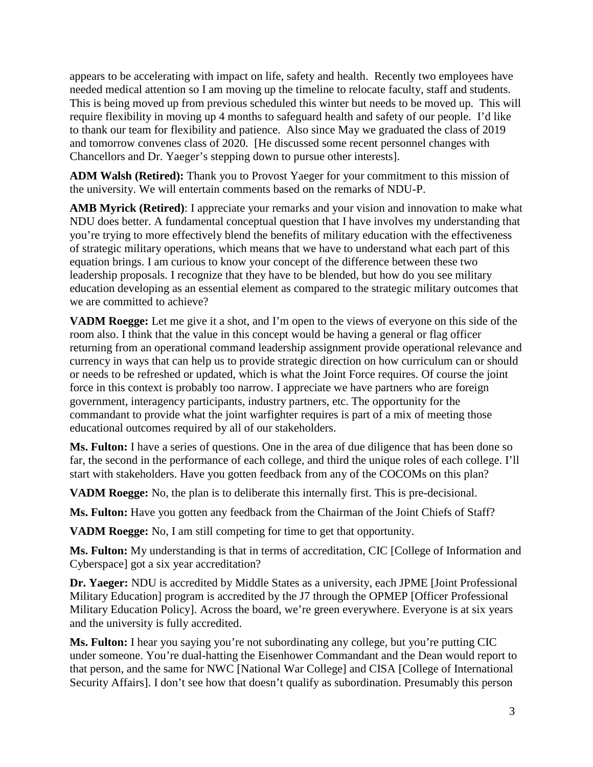appears to be accelerating with impact on life, safety and health. Recently two employees have needed medical attention so I am moving up the timeline to relocate faculty, staff and students. This is being moved up from previous scheduled this winter but needs to be moved up. This will require flexibility in moving up 4 months to safeguard health and safety of our people. I'd like to thank our team for flexibility and patience. Also since May we graduated the class of 2019 and tomorrow convenes class of 2020. [He discussed some recent personnel changes with Chancellors and Dr. Yaeger's stepping down to pursue other interests].

**ADM Walsh (Retired):** Thank you to Provost Yaeger for your commitment to this mission of the university. We will entertain comments based on the remarks of NDU-P.

**AMB Myrick (Retired)**: I appreciate your remarks and your vision and innovation to make what NDU does better. A fundamental conceptual question that I have involves my understanding that you're trying to more effectively blend the benefits of military education with the effectiveness of strategic military operations, which means that we have to understand what each part of this equation brings. I am curious to know your concept of the difference between these two leadership proposals. I recognize that they have to be blended, but how do you see military education developing as an essential element as compared to the strategic military outcomes that we are committed to achieve?

**VADM Roegge:** Let me give it a shot, and I'm open to the views of everyone on this side of the room also. I think that the value in this concept would be having a general or flag officer returning from an operational command leadership assignment provide operational relevance and currency in ways that can help us to provide strategic direction on how curriculum can or should or needs to be refreshed or updated, which is what the Joint Force requires. Of course the joint force in this context is probably too narrow. I appreciate we have partners who are foreign government, interagency participants, industry partners, etc. The opportunity for the commandant to provide what the joint warfighter requires is part of a mix of meeting those educational outcomes required by all of our stakeholders.

**Ms. Fulton:** I have a series of questions. One in the area of due diligence that has been done so far, the second in the performance of each college, and third the unique roles of each college. I'll start with stakeholders. Have you gotten feedback from any of the COCOMs on this plan?

**VADM Roegge:** No, the plan is to deliberate this internally first. This is pre-decisional.

**Ms. Fulton:** Have you gotten any feedback from the Chairman of the Joint Chiefs of Staff?

**VADM Roegge:** No, I am still competing for time to get that opportunity.

**Ms. Fulton:** My understanding is that in terms of accreditation, CIC [College of Information and Cyberspace] got a six year accreditation?

**Dr. Yaeger:** NDU is accredited by Middle States as a university, each JPME [Joint Professional Military Education] program is accredited by the J7 through the OPMEP [Officer Professional Military Education Policy]. Across the board, we're green everywhere. Everyone is at six years and the university is fully accredited.

**Ms. Fulton:** I hear you saying you're not subordinating any college, but you're putting CIC under someone. You're dual-hatting the Eisenhower Commandant and the Dean would report to that person, and the same for NWC [National War College] and CISA [College of International Security Affairs]. I don't see how that doesn't qualify as subordination. Presumably this person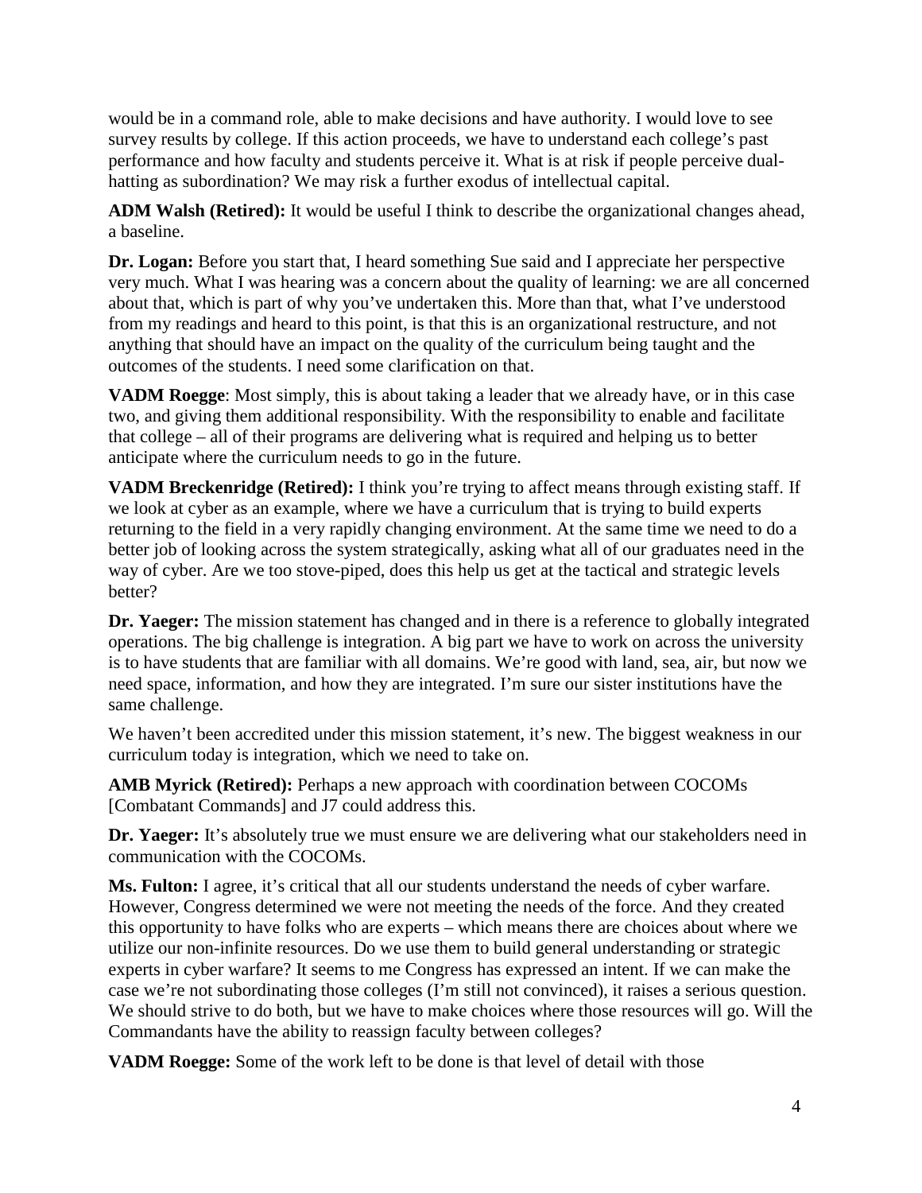would be in a command role, able to make decisions and have authority. I would love to see survey results by college. If this action proceeds, we have to understand each college's past performance and how faculty and students perceive it. What is at risk if people perceive dual-hatting as subordination? We may risk a further exodus of intellectual capital.

**ADM Walsh (Retired):** It would be useful I think to describe the organizational changes ahead, a baseline.

**Dr. Logan:** Before you start that, I heard something Sue said and I appreciate her perspective very much. What I was hearing was a concern about the quality of learning: we are all concerned about that, which is part of why you've undertaken this. More than that, what I've understood from my readings and heard to this point, is that this is an organizational restructure, and not anything that should have an impact on the quality of the curriculum being taught and the outcomes of the students. I need some clarification on that.

**VADM Roegge**: Most simply, this is about taking a leader that we already have, or in this case two, and giving them additional responsibility. With the responsibility to enable and facilitate that college – all of their programs are delivering what is required and helping us to better anticipate where the curriculum needs to go in the future.

**VADM Breckenridge (Retired):** I think you're trying to affect means through existing staff. If we look at cyber as an example, where we have a curriculum that is trying to build experts returning to the field in a very rapidly changing environment. At the same time we need to do a better job of looking across the system strategically, asking what all of our graduates need in the way of cyber. Are we too stove-piped, does this help us get at the tactical and strategic levels better?

**Dr. Yaeger:** The mission statement has changed and in there is a reference to globally integrated operations. The big challenge is integration. A big part we have to work on across the university is to have students that are familiar with all domains. We're good with land, sea, air, but now we need space, information, and how they are integrated. I'm sure our sister institutions have the same challenge.

We haven't been accredited under this mission statement, it's new. The biggest weakness in our curriculum today is integration, which we need to take on.

**AMB Myrick (Retired):** Perhaps a new approach with coordination between COCOMs [Combatant Commands] and J7 could address this.

**Dr. Yaeger:** It's absolutely true we must ensure we are delivering what our stakeholders need in communication with the COCOMs.

**Ms. Fulton:** I agree, it's critical that all our students understand the needs of cyber warfare. However, Congress determined we were not meeting the needs of the force. And they created this opportunity to have folks who are experts – which means there are choices about where we utilize our non-infinite resources. Do we use them to build general understanding or strategic experts in cyber warfare? It seems to me Congress has expressed an intent. If we can make the case we're not subordinating those colleges (I'm still not convinced), it raises a serious question. We should strive to do both, but we have to make choices where those resources will go. Will the Commandants have the ability to reassign faculty between colleges?

**VADM Roegge:** Some of the work left to be done is that level of detail with those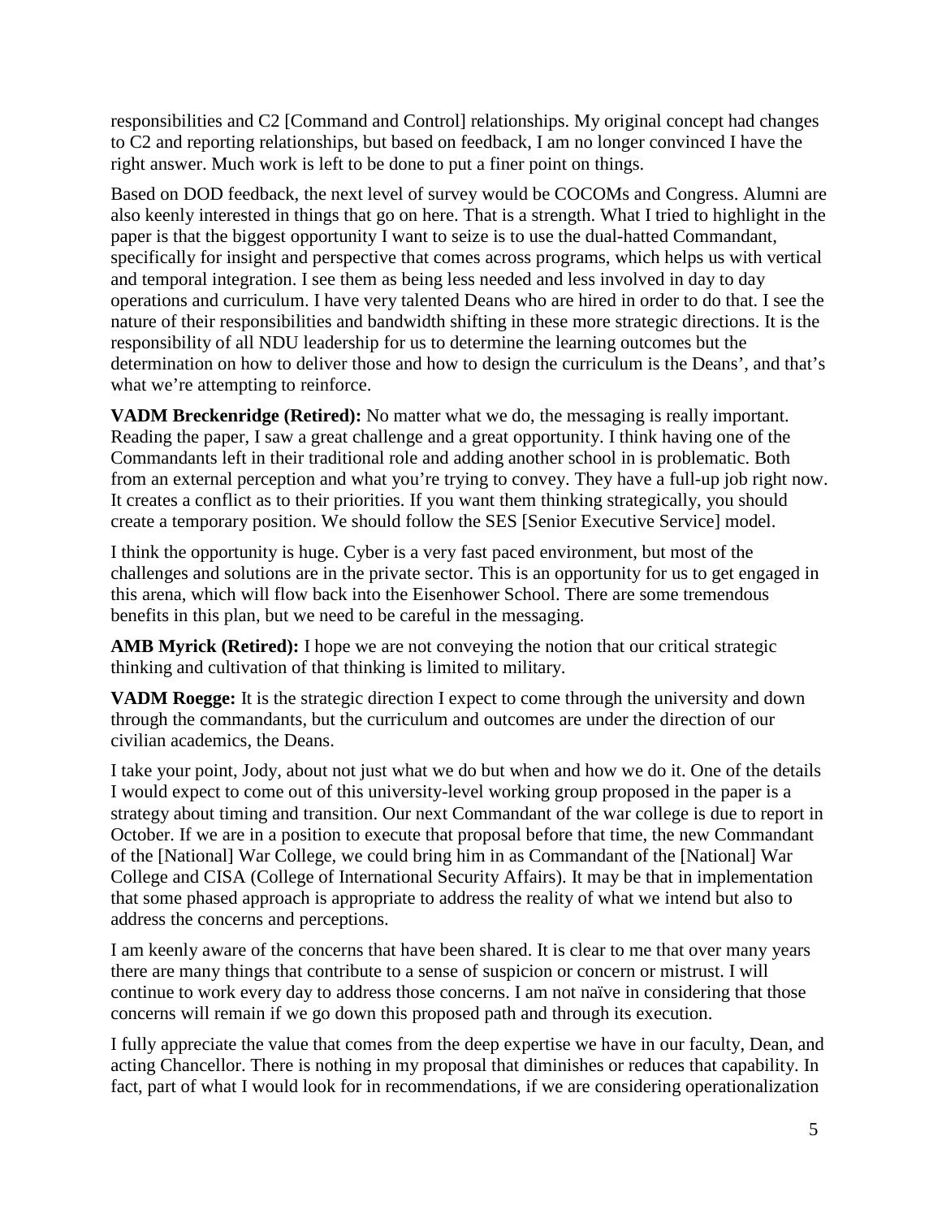responsibilities and C2 [Command and Control] relationships. My original concept had changes to C2 and reporting relationships, but based on feedback, I am no longer convinced I have the right answer. Much work is left to be done to put a finer point on things.

Based on DOD feedback, the next level of survey would be COCOMs and Congress. Alumni are also keenly interested in things that go on here. That is a strength. What I tried to highlight in the paper is that the biggest opportunity I want to seize is to use the dual-hatted Commandant, specifically for insight and perspective that comes across programs, which helps us with vertical and temporal integration. I see them as being less needed and less involved in day to day operations and curriculum. I have very talented Deans who are hired in order to do that. I see the nature of their responsibilities and bandwidth shifting in these more strategic directions. It is the responsibility of all NDU leadership for us to determine the learning outcomes but the determination on how to deliver those and how to design the curriculum is the Deans', and that's what we're attempting to reinforce.

**VADM Breckenridge (Retired):** No matter what we do, the messaging is really important. Reading the paper, I saw a great challenge and a great opportunity. I think having one of the Commandants left in their traditional role and adding another school in is problematic. Both from an external perception and what you're trying to convey. They have a full-up job right now. It creates a conflict as to their priorities. If you want them thinking strategically, you should create a temporary position. We should follow the SES [Senior Executive Service] model.

I think the opportunity is huge. Cyber is a very fast paced environment, but most of the challenges and solutions are in the private sector. This is an opportunity for us to get engaged in this arena, which will flow back into the Eisenhower School. There are some tremendous benefits in this plan, but we need to be careful in the messaging.

**AMB Myrick (Retired):** I hope we are not conveying the notion that our critical strategic thinking and cultivation of that thinking is limited to military.

**VADM Roegge:** It is the strategic direction I expect to come through the university and down through the commandants, but the curriculum and outcomes are under the direction of our civilian academics, the Deans.

I take your point, Jody, about not just what we do but when and how we do it. One of the details I would expect to come out of this university-level working group proposed in the paper is a strategy about timing and transition. Our next Commandant of the war college is due to report in October. If we are in a position to execute that proposal before that time, the new Commandant of the [National] War College, we could bring him in as Commandant of the [National] War College and CISA (College of International Security Affairs). It may be that in implementation that some phased approach is appropriate to address the reality of what we intend but also to address the concerns and perceptions.

I am keenly aware of the concerns that have been shared. It is clear to me that over many years there are many things that contribute to a sense of suspicion or concern or mistrust. I will continue to work every day to address those concerns. I am not naïve in considering that those concerns will remain if we go down this proposed path and through its execution.

I fully appreciate the value that comes from the deep expertise we have in our faculty, Dean, and acting Chancellor. There is nothing in my proposal that diminishes or reduces that capability. In fact, part of what I would look for in recommendations, if we are considering operationalization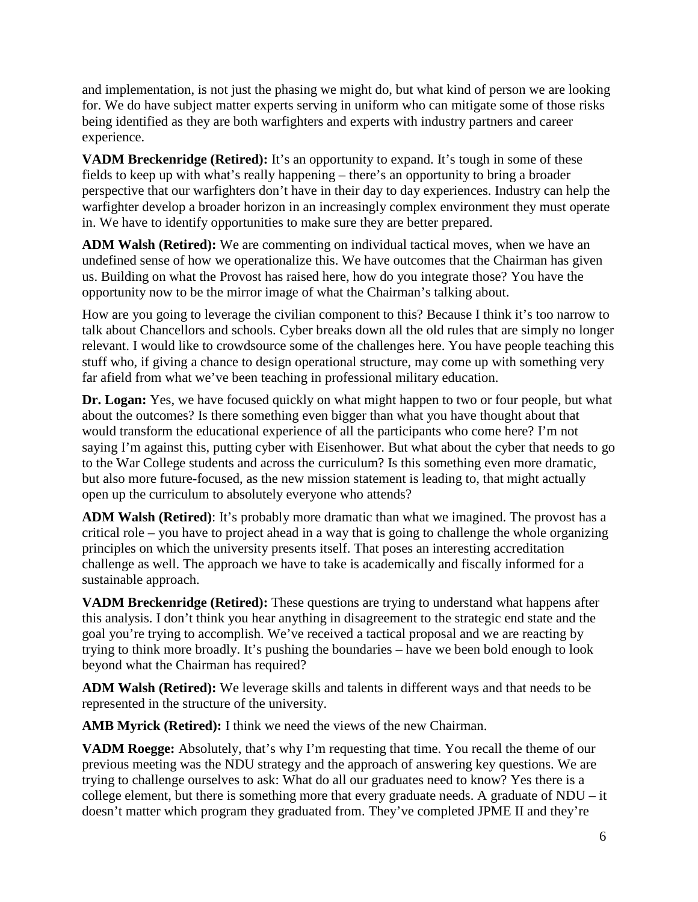and implementation, is not just the phasing we might do, but what kind of person we are looking for. We do have subject matter experts serving in uniform who can mitigate some of those risks being identified as they are both warfighters and experts with industry partners and career experience.

**VADM Breckenridge (Retired):** It's an opportunity to expand. It's tough in some of these fields to keep up with what's really happening – there's an opportunity to bring a broader perspective that our warfighters don't have in their day to day experiences. Industry can help the warfighter develop a broader horizon in an increasingly complex environment they must operate in. We have to identify opportunities to make sure they are better prepared.

**ADM Walsh (Retired):** We are commenting on individual tactical moves, when we have an undefined sense of how we operationalize this. We have outcomes that the Chairman has given us. Building on what the Provost has raised here, how do you integrate those? You have the opportunity now to be the mirror image of what the Chairman's talking about.

How are you going to leverage the civilian component to this? Because I think it's too narrow to talk about Chancellors and schools. Cyber breaks down all the old rules that are simply no longer relevant. I would like to crowdsource some of the challenges here. You have people teaching this stuff who, if giving a chance to design operational structure, may come up with something very far afield from what we've been teaching in professional military education.

**Dr. Logan:** Yes, we have focused quickly on what might happen to two or four people, but what about the outcomes? Is there something even bigger than what you have thought about that would transform the educational experience of all the participants who come here? I'm not saying I'm against this, putting cyber with Eisenhower. But what about the cyber that needs to go to the War College students and across the curriculum? Is this something even more dramatic, but also more future-focused, as the new mission statement is leading to, that might actually open up the curriculum to absolutely everyone who attends?

**ADM Walsh (Retired)**: It's probably more dramatic than what we imagined. The provost has a critical role – you have to project ahead in a way that is going to challenge the whole organizing principles on which the university presents itself. That poses an interesting accreditation challenge as well. The approach we have to take is academically and fiscally informed for a sustainable approach.

**VADM Breckenridge (Retired):** These questions are trying to understand what happens after this analysis. I don't think you hear anything in disagreement to the strategic end state and the goal you're trying to accomplish. We've received a tactical proposal and we are reacting by trying to think more broadly. It's pushing the boundaries – have we been bold enough to look beyond what the Chairman has required?

**ADM Walsh (Retired):** We leverage skills and talents in different ways and that needs to be represented in the structure of the university.

**AMB Myrick (Retired):** I think we need the views of the new Chairman.

**VADM Roegge:** Absolutely, that's why I'm requesting that time. You recall the theme of our previous meeting was the NDU strategy and the approach of answering key questions. We are trying to challenge ourselves to ask: What do all our graduates need to know? Yes there is a college element, but there is something more that every graduate needs. A graduate of NDU – it doesn't matter which program they graduated from. They've completed JPME II and they're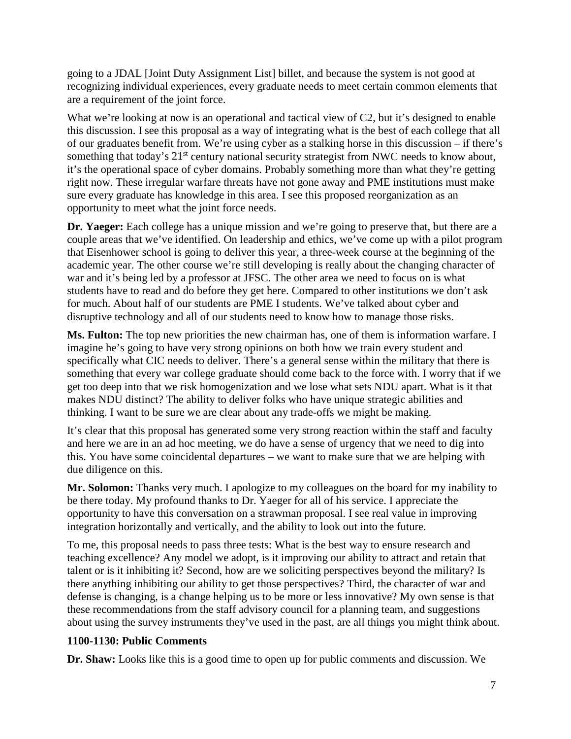going to a JDAL [Joint Duty Assignment List] billet, and because the system is not good at recognizing individual experiences, every graduate needs to meet certain common elements that are a requirement of the joint force.

What we're looking at now is an operational and tactical view of C2, but it's designed to enable this discussion. I see this proposal as a way of integrating what is the best of each college that all of our graduates benefit from. We're using cyber as a stalking horse in this discussion – if there's something that today's 21st century national security strategist from NWC needs to know about, it's the operational space of cyber domains. Probably something more than what they're getting right now. These irregular warfare threats have not gone away and PME institutions must make sure every graduate has knowledge in this area. I see this proposed reorganization as an opportunity to meet what the joint force needs.

**Dr. Yaeger:** Each college has a unique mission and we're going to preserve that, but there are a couple areas that we've identified. On leadership and ethics, we've come up with a pilot program that Eisenhower school is going to deliver this year, a three-week course at the beginning of the academic year. The other course we're still developing is really about the changing character of war and it's being led by a professor at JFSC. The other area we need to focus on is what students have to read and do before they get here. Compared to other institutions we don't ask for much. About half of our students are PME I students. We've talked about cyber and disruptive technology and all of our students need to know how to manage those risks.

**Ms. Fulton:** The top new priorities the new chairman has, one of them is information warfare. I imagine he's going to have very strong opinions on both how we train every student and specifically what CIC needs to deliver. There's a general sense within the military that there is something that every war college graduate should come back to the force with. I worry that if we get too deep into that we risk homogenization and we lose what sets NDU apart. What is it that makes NDU distinct? The ability to deliver folks who have unique strategic abilities and thinking. I want to be sure we are clear about any trade-offs we might be making.

It's clear that this proposal has generated some very strong reaction within the staff and faculty and here we are in an ad hoc meeting, we do have a sense of urgency that we need to dig into this. You have some coincidental departures – we want to make sure that we are helping with due diligence on this.

**Mr. Solomon:** Thanks very much. I apologize to my colleagues on the board for my inability to be there today. My profound thanks to Dr. Yaeger for all of his service. I appreciate the opportunity to have this conversation on a strawman proposal. I see real value in improving integration horizontally and vertically, and the ability to look out into the future.

To me, this proposal needs to pass three tests: What is the best way to ensure research and teaching excellence? Any model we adopt, is it improving our ability to attract and retain that talent or is it inhibiting it? Second, how are we soliciting perspectives beyond the military? Is there anything inhibiting our ability to get those perspectives? Third, the character of war and defense is changing, is a change helping us to be more or less innovative? My own sense is that these recommendations from the staff advisory council for a planning team, and suggestions about using the survey instruments they've used in the past, are all things you might think about.

### 1100-1130: Public Comments

**Dr. Shaw:** Looks like this is a good time to open up for public comments and discussion. We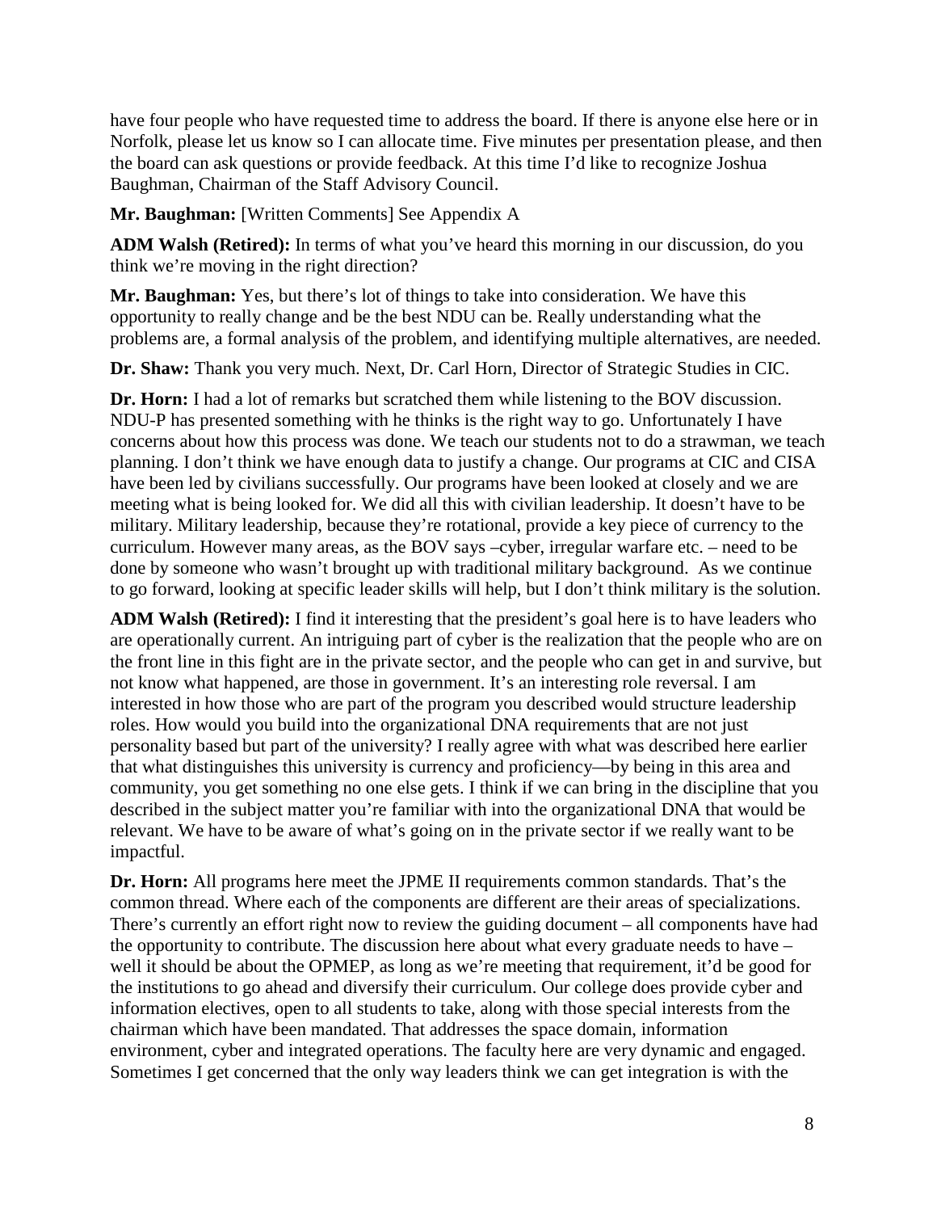have four people who have requested time to address the board. If there is anyone else here or in Norfolk, please let us know so I can allocate time. Five minutes per presentation please, and then the board can ask questions or provide feedback. At this time I'd like to recognize Joshua Baughman, Chairman of the Staff Advisory Council.

**Mr. Baughman:** [Written Comments] See Appendix A

**ADM Walsh (Retired):** In terms of what you've heard this morning in our discussion, do you think we're moving in the right direction?

**Mr. Baughman:** Yes, but there's lot of things to take into consideration. We have this opportunity to really change and be the best NDU can be. Really understanding what the problems are, a formal analysis of the problem, and identifying multiple alternatives, are needed.

**Dr. Shaw:** Thank you very much. Next, Dr. Carl Horn, Director of Strategic Studies in CIC.

**Dr. Horn:** I had a lot of remarks but scratched them while listening to the BOV discussion. NDU-P has presented something with he thinks is the right way to go. Unfortunately I have concerns about how this process was done. We teach our students not to do a strawman, we teach planning. I don't think we have enough data to justify a change. Our programs at CIC and CISA have been led by civilians successfully. Our programs have been looked at closely and we are meeting what is being looked for. We did all this with civilian leadership. It doesn't have to be military. Military leadership, because they're rotational, provide a key piece of currency to the curriculum. However many areas, as the BOV says –cyber, irregular warfare etc. – need to be done by someone who wasn't brought up with traditional military background. As we continue to go forward, looking at specific leader skills will help, but I don't think military is the solution.

**ADM Walsh (Retired):** I find it interesting that the president's goal here is to have leaders who are operationally current. An intriguing part of cyber is the realization that the people who are on the front line in this fight are in the private sector, and the people who can get in and survive, but not know what happened, are those in government. It's an interesting role reversal. I am interested in how those who are part of the program you described would structure leadership roles. How would you build into the organizational DNA requirements that are not just personality based but part of the university? I really agree with what was described here earlier that what distinguishes this university is currency and proficiency—by being in this area and community, you get something no one else gets. I think if we can bring in the discipline that you described in the subject matter you're familiar with into the organizational DNA that would be relevant. We have to be aware of what's going on in the private sector if we really want to be impactful.

**Dr. Horn:** All programs here meet the JPME II requirements common standards. That's the common thread. Where each of the components are different are their areas of specializations. There's currently an effort right now to review the guiding document – all components have had the opportunity to contribute. The discussion here about what every graduate needs to have – well it should be about the OPMEP, as long as we're meeting that requirement, it'd be good for the institutions to go ahead and diversify their curriculum. Our college does provide cyber and information electives, open to all students to take, along with those special interests from the chairman which have been mandated. That addresses the space domain, information environment, cyber and integrated operations. The faculty here are very dynamic and engaged. Sometimes I get concerned that the only way leaders think we can get integration is with the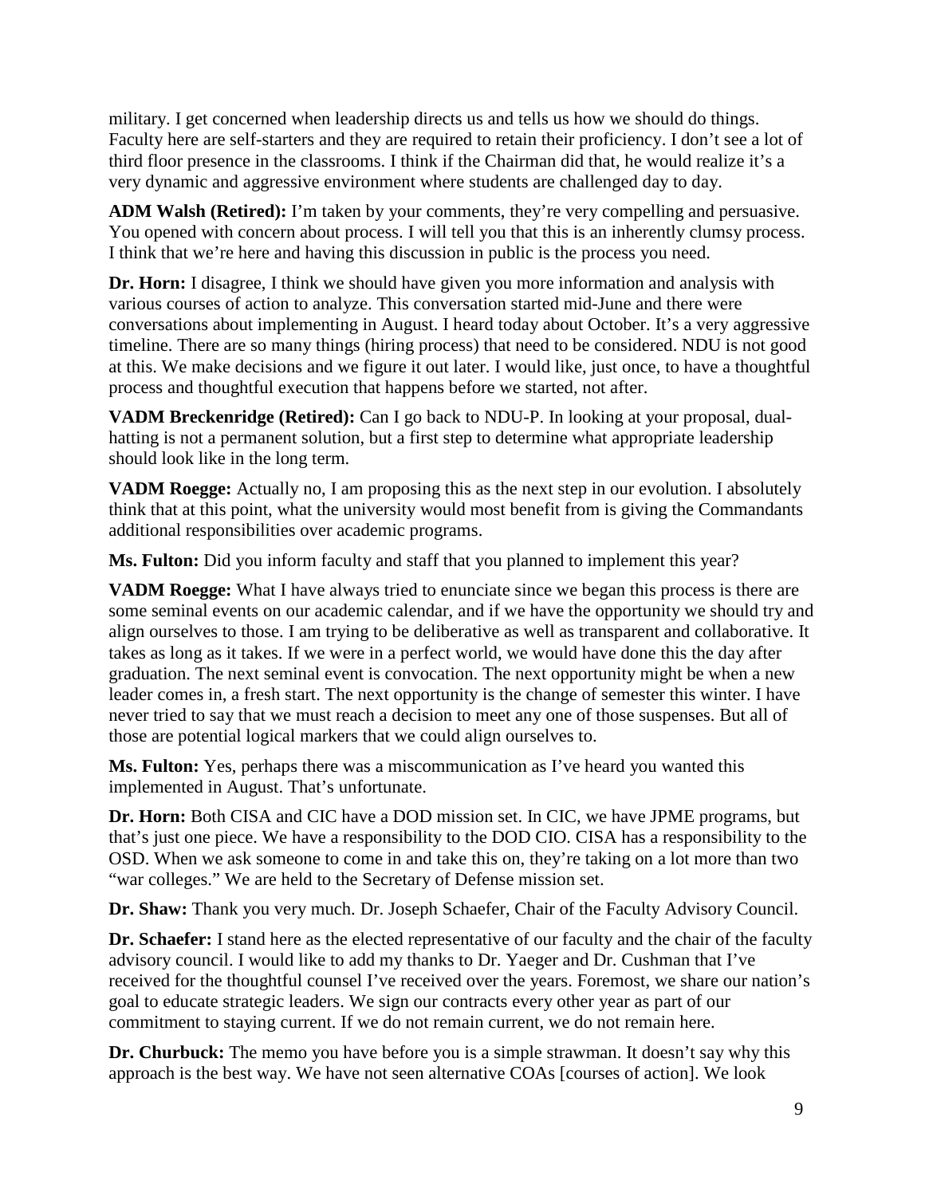military. I get concerned when leadership directs us and tells us how we should do things. Faculty here are self-starters and they are required to retain their proficiency. I don't see a lot of third floor presence in the classrooms. I think if the Chairman did that, he would realize it's a very dynamic and aggressive environment where students are challenged day to day.

**ADM Walsh (Retired):** I'm taken by your comments, they're very compelling and persuasive. You opened with concern about process. I will tell you that this is an inherently clumsy process. I think that we're here and having this discussion in public is the process you need.

**Dr. Horn:** I disagree, I think we should have given you more information and analysis with various courses of action to analyze. This conversation started mid-June and there were conversations about implementing in August. I heard today about October. It's a very aggressive timeline. There are so many things (hiring process) that need to be considered. NDU is not good at this. We make decisions and we figure it out later. I would like, just once, to have a thoughtful process and thoughtful execution that happens before we started, not after.

**VADM Breckenridge (Retired):** Can I go back to NDU-P. In looking at your proposal, dual-hatting is not a permanent solution, but a first step to determine what appropriate leadership should look like in the long term.

**VADM Roegge:** Actually no, I am proposing this as the next step in our evolution. I absolutely think that at this point, what the university would most benefit from is giving the Commandants additional responsibilities over academic programs.

**Ms. Fulton:** Did you inform faculty and staff that you planned to implement this year?

**VADM Roegge:** What I have always tried to enunciate since we began this process is there are some seminal events on our academic calendar, and if we have the opportunity we should try and align ourselves to those. I am trying to be deliberative as well as transparent and collaborative. It takes as long as it takes. If we were in a perfect world, we would have done this the day after graduation. The next seminal event is convocation. The next opportunity might be when a new leader comes in, a fresh start. The next opportunity is the change of semester this winter. I have never tried to say that we must reach a decision to meet any one of those suspenses. But all of those are potential logical markers that we could align ourselves to.

**Ms. Fulton:** Yes, perhaps there was a miscommunication as I've heard you wanted this implemented in August. That's unfortunate.

**Dr. Horn:** Both CISA and CIC have a DOD mission set. In CIC, we have JPME programs, but that's just one piece. We have a responsibility to the DOD CIO. CISA has a responsibility to the OSD. When we ask someone to come in and take this on, they're taking on a lot more than two "war colleges." We are held to the Secretary of Defense mission set.

**Dr. Shaw:** Thank you very much. Dr. Joseph Schaefer, Chair of the Faculty Advisory Council.

**Dr. Schaefer:** I stand here as the elected representative of our faculty and the chair of the faculty advisory council. I would like to add my thanks to Dr. Yaeger and Dr. Cushman that I've received for the thoughtful counsel I've received over the years. Foremost, we share our nation's goal to educate strategic leaders. We sign our contracts every other year as part of our commitment to staying current. If we do not remain current, we do not remain here.

**Dr. Churbuck:** The memo you have before you is a simple strawman. It doesn't say why this approach is the best way. We have not seen alternative COAs [courses of action]. We look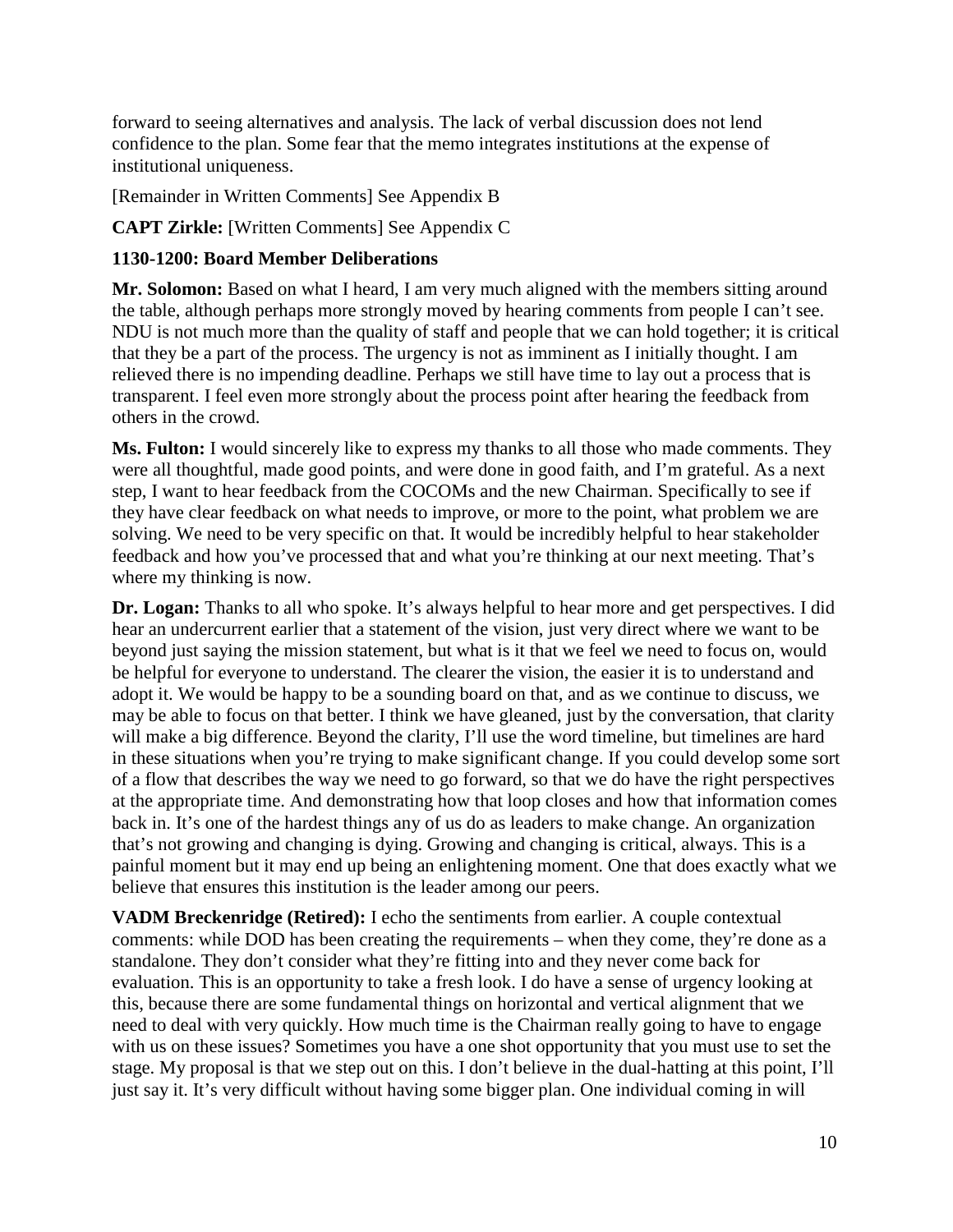forward to seeing alternatives and analysis. The lack of verbal discussion does not lend confidence to the plan. Some fear that the memo integrates institutions at the expense of institutional uniqueness.

[Remainder in Written Comments] See Appendix B

**CAPT Zirkle:** [Written Comments] See Appendix C

**1130-1200: Board Member Deliberations**

**Mr. Solomon:** Based on what I heard, I am very much aligned with the members sitting around the table, although perhaps more strongly moved by hearing comments from people I can't see. NDU is not much more than the quality of staff and people that we can hold together; it is critical that they be a part of the process. The urgency is not as imminent as I initially thought. I am relieved there is no impending deadline. Perhaps we still have time to lay out a process that is transparent. I feel even more strongly about the process point after hearing the feedback from others in the crowd.

**Ms. Fulton:** I would sincerely like to express my thanks to all those who made comments. They were all thoughtful, made good points, and were done in good faith, and I'm grateful. As a next step, I want to hear feedback from the COCOMs and the new Chairman. Specifically to see if they have clear feedback on what needs to improve, or more to the point, what problem we are solving. We need to be very specific on that. It would be incredibly helpful to hear stakeholder feedback and how you've processed that and what you're thinking at our next meeting. That's where my thinking is now.

**Dr. Logan:** Thanks to all who spoke. It's always helpful to hear more and get perspectives. I did hear an undercurrent earlier that a statement of the vision, just very direct where we want to be beyond just saying the mission statement, but what is it that we feel we need to focus on, would be helpful for everyone to understand. The clearer the vision, the easier it is to understand and adopt it. We would be happy to be a sounding board on that, and as we continue to discuss, we may be able to focus on that better. I think we have gleaned, just by the conversation, that clarity will make a big difference. Beyond the clarity, I'll use the word timeline, but timelines are hard in these situations when you're trying to make significant change. If you could develop some sort of a flow that describes the way we need to go forward, so that we do have the right perspectives at the appropriate time. And demonstrating how that loop closes and how that information comes back in. It's one of the hardest things any of us do as leaders to make change. An organization that's not growing and changing is dying. Growing and changing is critical, always. This is a painful moment but it may end up being an enlightening moment. One that does exactly what we believe that ensures this institution is the leader among our peers.

**VADM Breckenridge (Retired):** I echo the sentiments from earlier. A couple contextual comments: while DOD has been creating the requirements – when they come, they're done as a standalone. They don't consider what they're fitting into and they never come back for evaluation. This is an opportunity to take a fresh look. I do have a sense of urgency looking at this, because there are some fundamental things on horizontal and vertical alignment that we need to deal with very quickly. How much time is the Chairman really going to have to engage with us on these issues? Sometimes you have a one shot opportunity that you must use to set the stage. My proposal is that we step out on this. I don't believe in the dual-hatting at this point, I'll just say it. It's very difficult without having some bigger plan. One individual coming in will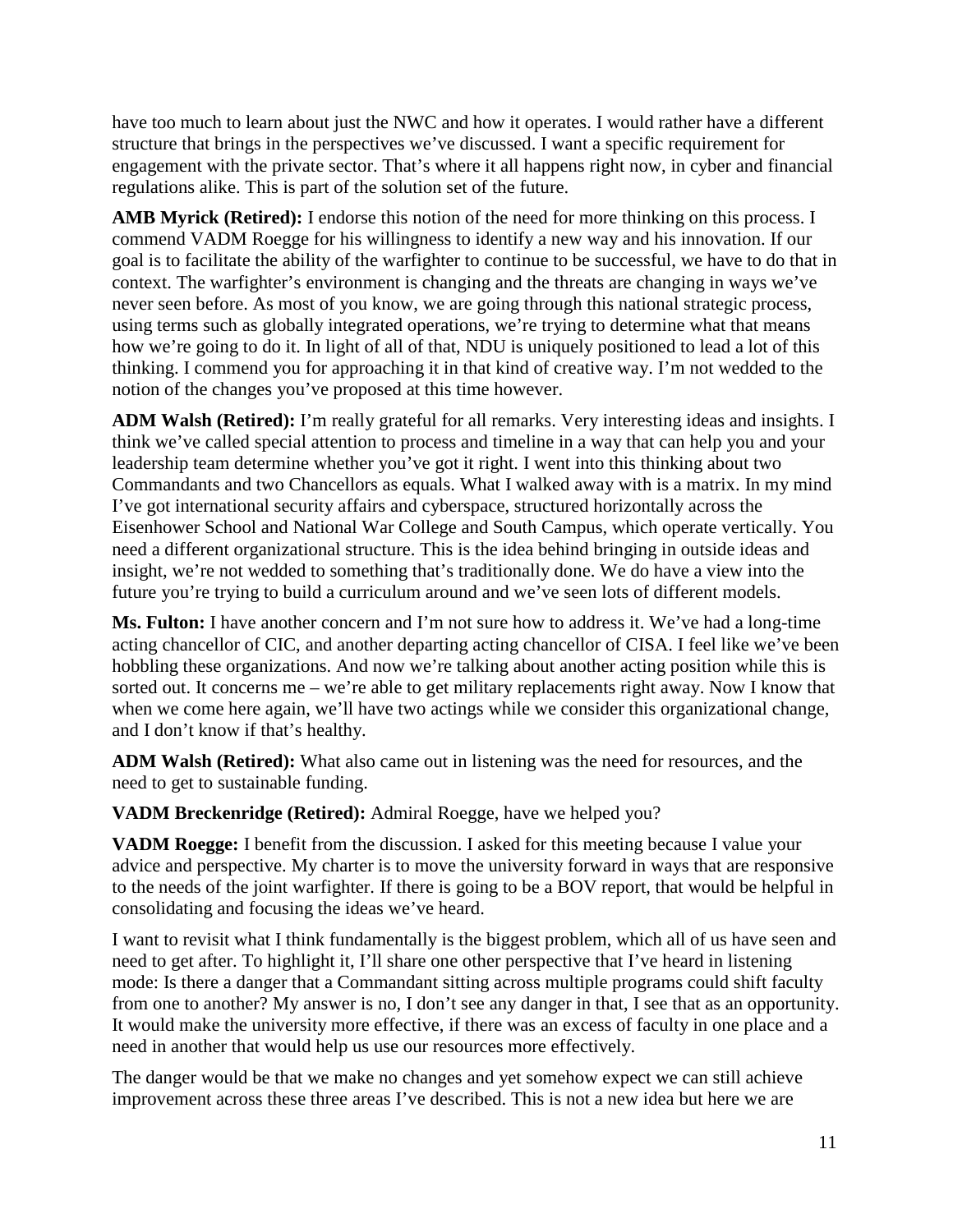have too much to learn about just the NWC and how it operates. I would rather have a different structure that brings in the perspectives we've discussed. I want a specific requirement for engagement with the private sector. That's where it all happens right now, in cyber and financial regulations alike. This is part of the solution set of the future.

**AMB Myrick (Retired):** I endorse this notion of the need for more thinking on this process. I commend VADM Roegge for his willingness to identify a new way and his innovation. If our goal is to facilitate the ability of the warfighter to continue to be successful, we have to do that in context. The warfighter's environment is changing and the threats are changing in ways we've never seen before. As most of you know, we are going through this national strategic process, using terms such as globally integrated operations, we're trying to determine what that means how we're going to do it. In light of all of that, NDU is uniquely positioned to lead a lot of this thinking. I commend you for approaching it in that kind of creative way. I'm not wedded to the notion of the changes you've proposed at this time however.

**ADM Walsh (Retired):** I'm really grateful for all remarks. Very interesting ideas and insights. I think we've called special attention to process and timeline in a way that can help you and your leadership team determine whether you've got it right. I went into this thinking about two Commandants and two Chancellors as equals. What I walked away with is a matrix. In my mind I've got international security affairs and cyberspace, structured horizontally across the Eisenhower School and National War College and South Campus, which operate vertically. You need a different organizational structure. This is the idea behind bringing in outside ideas and insight, we're not wedded to something that's traditionally done. We do have a view into the future you're trying to build a curriculum around and we've seen lots of different models.

**Ms. Fulton:** I have another concern and I'm not sure how to address it. We've had a long-time acting chancellor of CIC, and another departing acting chancellor of CISA. I feel like we've been hobbling these organizations. And now we're talking about another acting position while this is sorted out. It concerns me – we're able to get military replacements right away. Now I know that when we come here again, we'll have two actings while we consider this organizational change, and I don't know if that's healthy.

**ADM Walsh (Retired):** What also came out in listening was the need for resources, and the need to get to sustainable funding.

**VADM Breckenridge (Retired):** Admiral Roegge, have we helped you?

**VADM Roegge:** I benefit from the discussion. I asked for this meeting because I value your advice and perspective. My charter is to move the university forward in ways that are responsive to the needs of the joint warfighter. If there is going to be a BOV report, that would be helpful in consolidating and focusing the ideas we've heard.

I want to revisit what I think fundamentally is the biggest problem, which all of us have seen and need to get after. To highlight it, I'll share one other perspective that I've heard in listening mode: Is there a danger that a Commandant sitting across multiple programs could shift faculty from one to another? My answer is no, I don't see any danger in that, I see that as an opportunity. It would make the university more effective, if there was an excess of faculty in one place and a need in another that would help us use our resources more effectively.

The danger would be that we make no changes and yet somehow expect we can still achieve improvement across these three areas I've described. This is not a new idea but here we are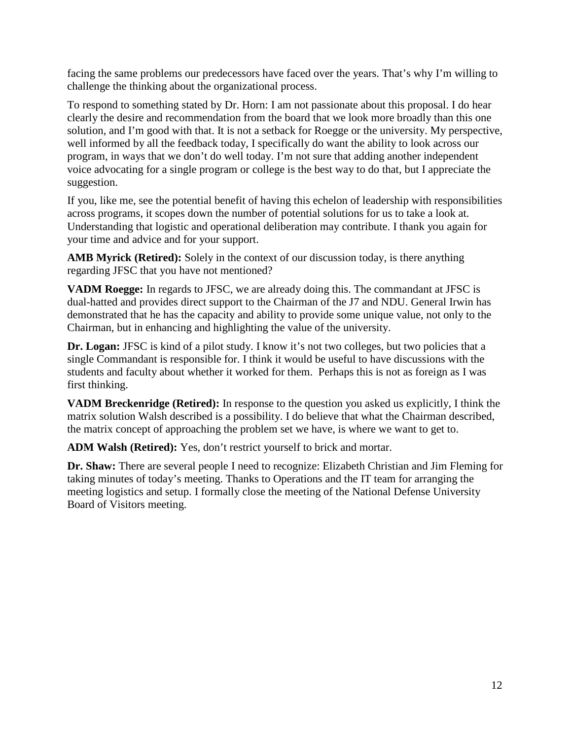facing the same problems our predecessors have faced over the years. That's why I'm willing to challenge the thinking about the organizational process.

To respond to something stated by Dr. Horn: I am not passionate about this proposal. I do hear clearly the desire and recommendation from the board that we look more broadly than this one solution, and I'm good with that. It is not a setback for Roegge or the university. My perspective, well informed by all the feedback today, I specifically do want the ability to look across our program, in ways that we don't do well today. I'm not sure that adding another independent voice advocating for a single program or college is the best way to do that, but I appreciate the suggestion.

If you, like me, see the potential benefit of having this echelon of leadership with responsibilities across programs, it scopes down the number of potential solutions for us to take a look at. Understanding that logistic and operational deliberation may contribute. I thank you again for your time and advice and for your support.

**AMB Myrick (Retired):** Solely in the context of our discussion today, is there anything regarding JFSC that you have not mentioned?

**VADM Roegge:** In regards to JFSC, we are already doing this. The commandant at JFSC is dual-hatted and provides direct support to the Chairman of the J7 and NDU. General Irwin has demonstrated that he has the capacity and ability to provide some unique value, not only to the Chairman, but in enhancing and highlighting the value of the university.

**Dr. Logan:** JFSC is kind of a pilot study. I know it's not two colleges, but two policies that a single Commandant is responsible for. I think it would be useful to have discussions with the students and faculty about whether it worked for them. Perhaps this is not as foreign as I was first thinking.

**VADM Breckenridge (Retired):** In response to the question you asked us explicitly, I think the matrix solution Walsh described is a possibility. I do believe that what the Chairman described, the matrix concept of approaching the problem set we have, is where we want to get to.

**ADM Walsh (Retired):** Yes, don't restrict yourself to brick and mortar.

**Dr. Shaw:** There are several people I need to recognize: Elizabeth Christian and Jim Fleming for taking minutes of today's meeting. Thanks to Operations and the IT team for arranging the meeting logistics and setup. I formally close the meeting of the National Defense University Board of Visitors meeting.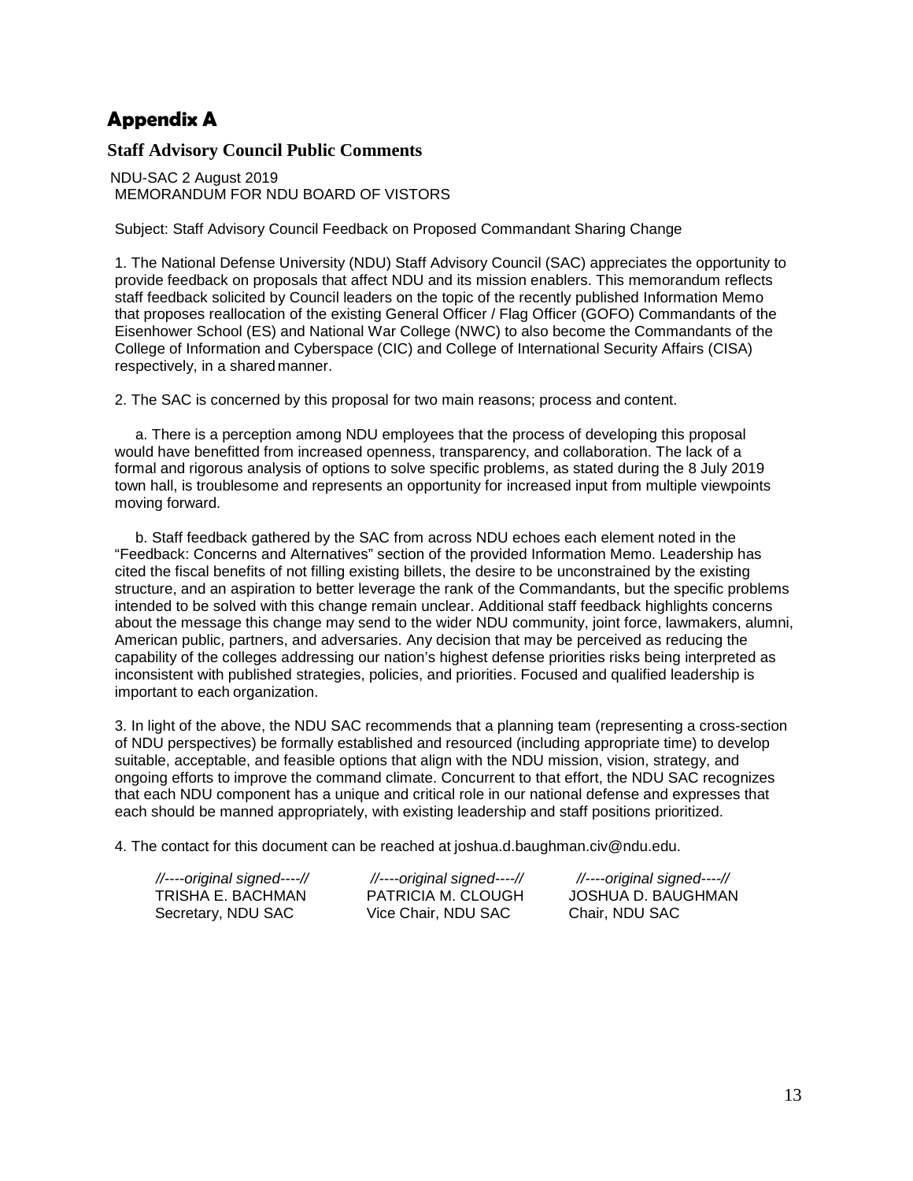# Appendix A

## Staff Advisory Council Public Comments

NDU-SAC 2 August 2019
MEMORANDUM FOR NDU BOARD OF VISTORS

Subject: Staff Advisory Council Feedback on Proposed Commandant Sharing Change

1. The National Defense University (NDU) Staff Advisory Council (SAC) appreciates the opportunity to provide feedback on proposals that affect NDU and its mission enablers. This memorandum reflects staff feedback solicited by Council leaders on the topic of the recently published Information Memo that proposes reallocation of the existing General Officer / Flag Officer (GOFO) Commandants of the Eisenhower School (ES) and National War College (NWC) to also become the Commandants of the College of Information and Cyberspace (CIC) and College of International Security Affairs (CISA) respectively, in a shared manner.

2. The SAC is concerned by this proposal for two main reasons; process and content.

   a. There is a perception among NDU employees that the process of developing this proposal would have benefitted from increased openness, transparency, and collaboration. The lack of a formal and rigorous analysis of options to solve specific problems, as stated during the 8 July 2019 town hall, is troublesome and represents an opportunity for increased input from multiple viewpoints moving forward.

   b. Staff feedback gathered by the SAC from across NDU echoes each element noted in the "Feedback: Concerns and Alternatives" section of the provided Information Memo. Leadership has cited the fiscal benefits of not filling existing billets, the desire to be unconstrained by the existing structure, and an aspiration to better leverage the rank of the Commandants, but the specific problems intended to be solved with this change remain unclear. Additional staff feedback highlights concerns about the message this change may send to the wider NDU community, joint force, lawmakers, alumni, American public, partners, and adversaries. Any decision that may be perceived as reducing the capability of the colleges addressing our nation's highest defense priorities risks being interpreted as inconsistent with published strategies, policies, and priorities. Focused and qualified leadership is important to each organization.

3. In light of the above, the NDU SAC recommends that a planning team (representing a cross-section of NDU perspectives) be formally established and resourced (including appropriate time) to develop suitable, acceptable, and feasible options that align with the NDU mission, vision, strategy, and ongoing efforts to improve the command climate. Concurrent to that effort, the NDU SAC recognizes that each NDU component has a unique and critical role in our national defense and expresses that each should be manned appropriately, with existing leadership and staff positions prioritized.

4. The contact for this document can be reached at joshua.d.baughman.civ@ndu.edu.

| *//----original signed----//* | *//----original signed----//* | *//----original signed----//* |
|---|---|---|
| TRISHA E. BACHMAN | PATRICIA M. CLOUGH | JOSHUA D. BAUGHMAN |
| Secretary, NDU SAC | Vice Chair, NDU SAC | Chair, NDU SAC |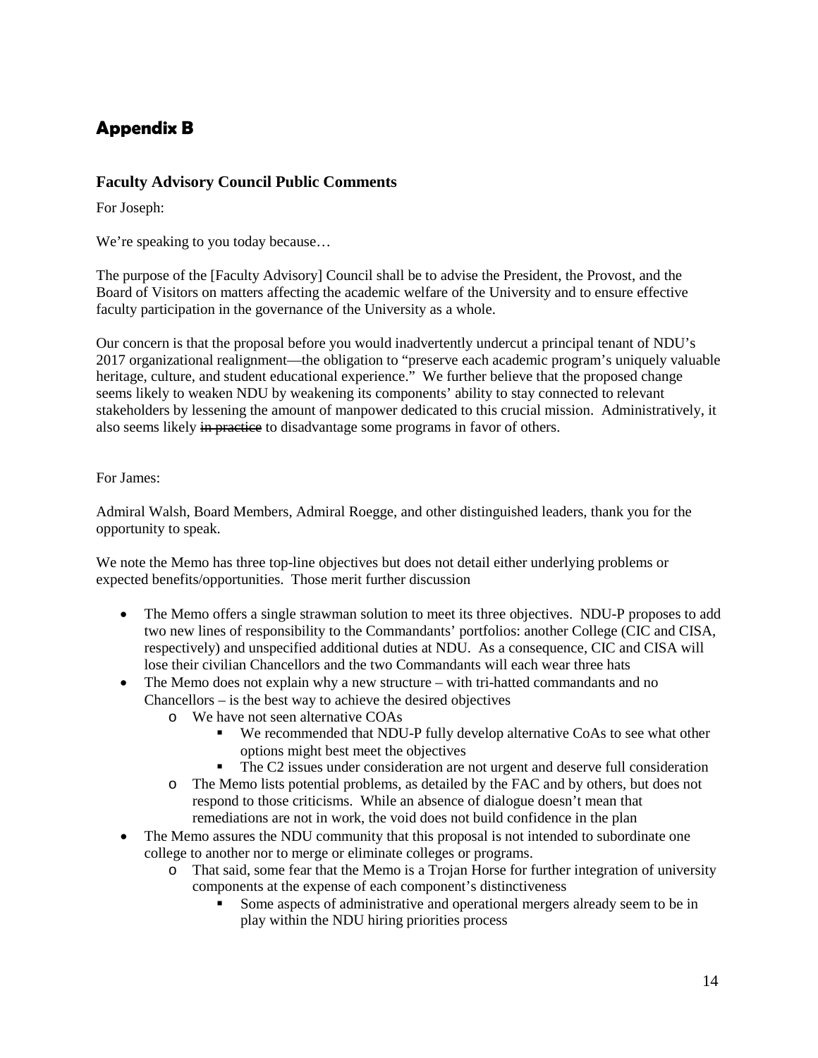# Appendix B

### Faculty Advisory Council Public Comments

For Joseph:

We're speaking to you today because…

The purpose of the [Faculty Advisory] Council shall be to advise the President, the Provost, and the Board of Visitors on matters affecting the academic welfare of the University and to ensure effective faculty participation in the governance of the University as a whole.

Our concern is that the proposal before you would inadvertently undercut a principal tenant of NDU's 2017 organizational realignment—the obligation to "preserve each academic program's uniquely valuable heritage, culture, and student educational experience." We further believe that the proposed change seems likely to weaken NDU by weakening its components' ability to stay connected to relevant stakeholders by lessening the amount of manpower dedicated to this crucial mission. Administratively, it also seems likely ~~in practice~~ to disadvantage some programs in favor of others.

For James:

Admiral Walsh, Board Members, Admiral Roegge, and other distinguished leaders, thank you for the opportunity to speak.

We note the Memo has three top-line objectives but does not detail either underlying problems or expected benefits/opportunities. Those merit further discussion

- The Memo offers a single strawman solution to meet its three objectives. NDU-P proposes to add two new lines of responsibility to the Commandants' portfolios: another College (CIC and CISA, respectively) and unspecified additional duties at NDU. As a consequence, CIC and CISA will lose their civilian Chancellors and the two Commandants will each wear three hats
- The Memo does not explain why a new structure – with tri-hatted commandants and no Chancellors – is the best way to achieve the desired objectives
  - We have not seen alternative COAs
    - We recommended that NDU-P fully develop alternative CoAs to see what other options might best meet the objectives
    - The C2 issues under consideration are not urgent and deserve full consideration
  - The Memo lists potential problems, as detailed by the FAC and by others, but does not respond to those criticisms. While an absence of dialogue doesn't mean that remediations are not in work, the void does not build confidence in the plan
- The Memo assures the NDU community that this proposal is not intended to subordinate one college to another nor to merge or eliminate colleges or programs.
  - That said, some fear that the Memo is a Trojan Horse for further integration of university components at the expense of each component's distinctiveness
    - Some aspects of administrative and operational mergers already seem to be in play within the NDU hiring priorities process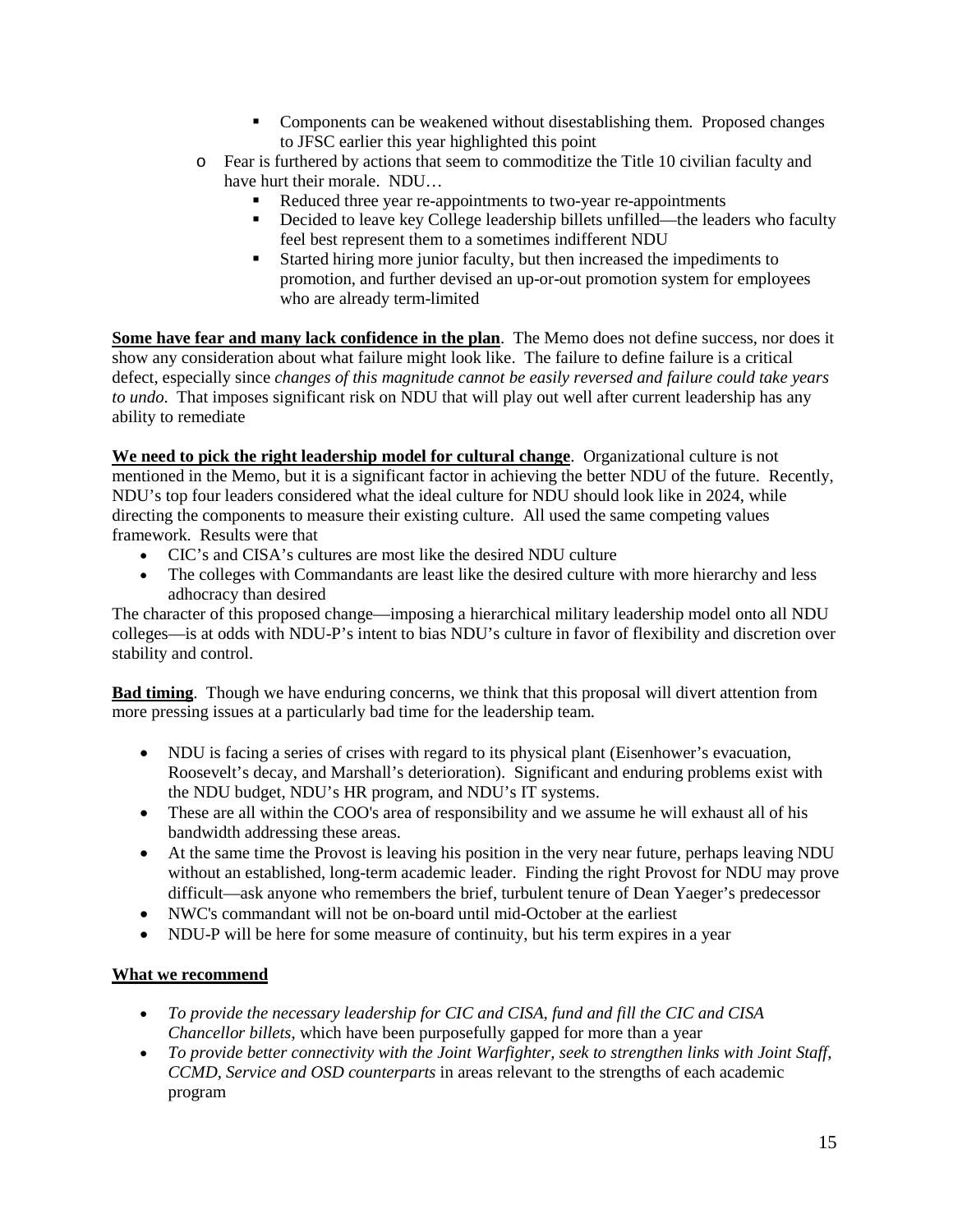- Components can be weakened without disestablishing them. Proposed changes to JFSC earlier this year highlighted this point
    - Fear is furthered by actions that seem to commoditize the Title 10 civilian faculty and have hurt their morale. NDU…
        - Reduced three year re-appointments to two-year re-appointments
        - Decided to leave key College leadership billets unfilled—the leaders who faculty feel best represent them to a sometimes indifferent NDU
        - Started hiring more junior faculty, but then increased the impediments to promotion, and further devised an up-or-out promotion system for employees who are already term-limited

**<u>Some have fear and many lack confidence in the plan</u>**. The Memo does not define success, nor does it show any consideration about what failure might look like. The failure to define failure is a critical defect, especially since *changes of this magnitude cannot be easily reversed and failure could take years to undo*. That imposes significant risk on NDU that will play out well after current leadership has any ability to remediate

**<u>We need to pick the right leadership model for cultural change</u>**. Organizational culture is not mentioned in the Memo, but it is a significant factor in achieving the better NDU of the future. Recently, NDU's top four leaders considered what the ideal culture for NDU should look like in 2024, while directing the components to measure their existing culture. All used the same competing values framework. Results were that

- CIC's and CISA's cultures are most like the desired NDU culture
- The colleges with Commandants are least like the desired culture with more hierarchy and less adhocracy than desired

The character of this proposed change—imposing a hierarchical military leadership model onto all NDU colleges—is at odds with NDU-P's intent to bias NDU's culture in favor of flexibility and discretion over stability and control.

**<u>Bad timing</u>**. Though we have enduring concerns, we think that this proposal will divert attention from more pressing issues at a particularly bad time for the leadership team.

- NDU is facing a series of crises with regard to its physical plant (Eisenhower's evacuation, Roosevelt's decay, and Marshall's deterioration). Significant and enduring problems exist with the NDU budget, NDU's HR program, and NDU's IT systems.
- These are all within the COO's area of responsibility and we assume he will exhaust all of his bandwidth addressing these areas.
- At the same time the Provost is leaving his position in the very near future, perhaps leaving NDU without an established, long-term academic leader. Finding the right Provost for NDU may prove difficult—ask anyone who remembers the brief, turbulent tenure of Dean Yaeger's predecessor
- NWC's commandant will not be on-board until mid-October at the earliest
- NDU-P will be here for some measure of continuity, but his term expires in a year

**<u>What we recommend</u>**

- *To provide the necessary leadership for CIC and CISA, fund and fill the CIC and CISA Chancellor billets*, which have been purposefully gapped for more than a year
- *To provide better connectivity with the Joint Warfighter, seek to strengthen links with Joint Staff, CCMD, Service and OSD counterparts* in areas relevant to the strengths of each academic program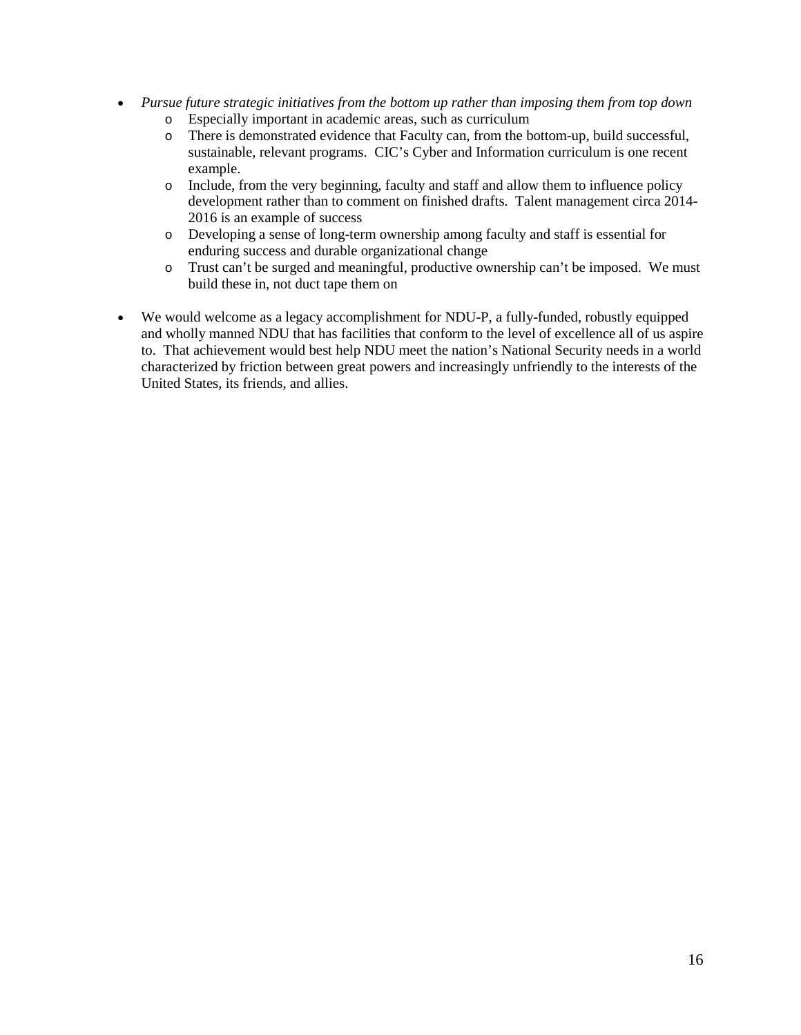- *Pursue future strategic initiatives from the bottom up rather than imposing them from top down*
    - Especially important in academic areas, such as curriculum
    - There is demonstrated evidence that Faculty can, from the bottom-up, build successful, sustainable, relevant programs. CIC's Cyber and Information curriculum is one recent example.
    - Include, from the very beginning, faculty and staff and allow them to influence policy development rather than to comment on finished drafts. Talent management circa 2014-2016 is an example of success
    - Developing a sense of long-term ownership among faculty and staff is essential for enduring success and durable organizational change
    - Trust can't be surged and meaningful, productive ownership can't be imposed. We must build these in, not duct tape them on

- We would welcome as a legacy accomplishment for NDU-P, a fully-funded, robustly equipped and wholly manned NDU that has facilities that conform to the level of excellence all of us aspire to. That achievement would best help NDU meet the nation's National Security needs in a world characterized by friction between great powers and increasingly unfriendly to the interests of the United States, its friends, and allies.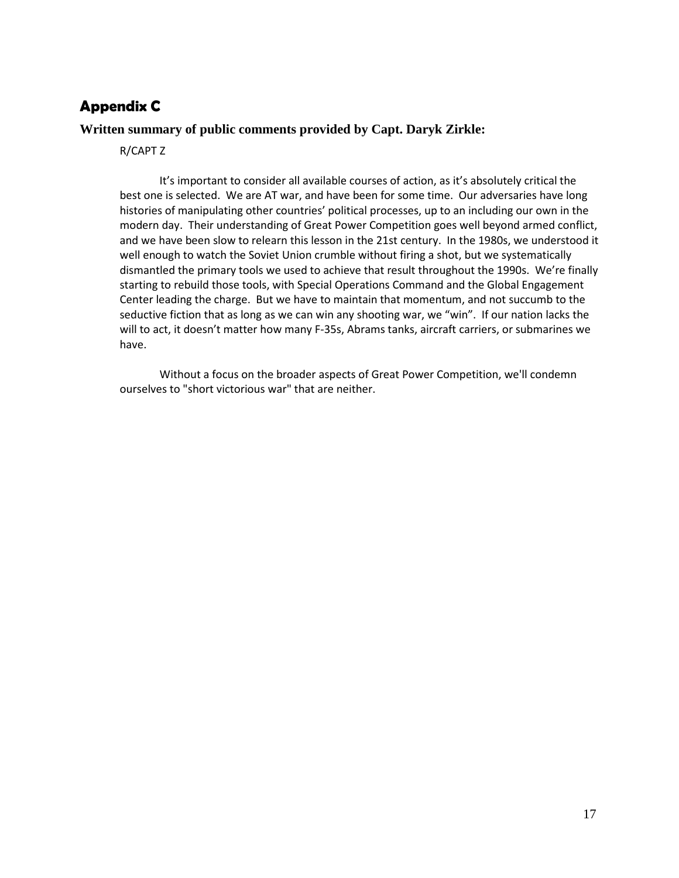## Appendix C

### Written summary of public comments provided by Capt. Daryk Zirkle:

R/CAPT Z

It's important to consider all available courses of action, as it's absolutely critical the best one is selected. We are AT war, and have been for some time. Our adversaries have long histories of manipulating other countries' political processes, up to an including our own in the modern day. Their understanding of Great Power Competition goes well beyond armed conflict, and we have been slow to relearn this lesson in the 21st century. In the 1980s, we understood it well enough to watch the Soviet Union crumble without firing a shot, but we systematically dismantled the primary tools we used to achieve that result throughout the 1990s. We're finally starting to rebuild those tools, with Special Operations Command and the Global Engagement Center leading the charge. But we have to maintain that momentum, and not succumb to the seductive fiction that as long as we can win any shooting war, we "win". If our nation lacks the will to act, it doesn't matter how many F-35s, Abrams tanks, aircraft carriers, or submarines we have.

Without a focus on the broader aspects of Great Power Competition, we'll condemn ourselves to "short victorious war" that are neither.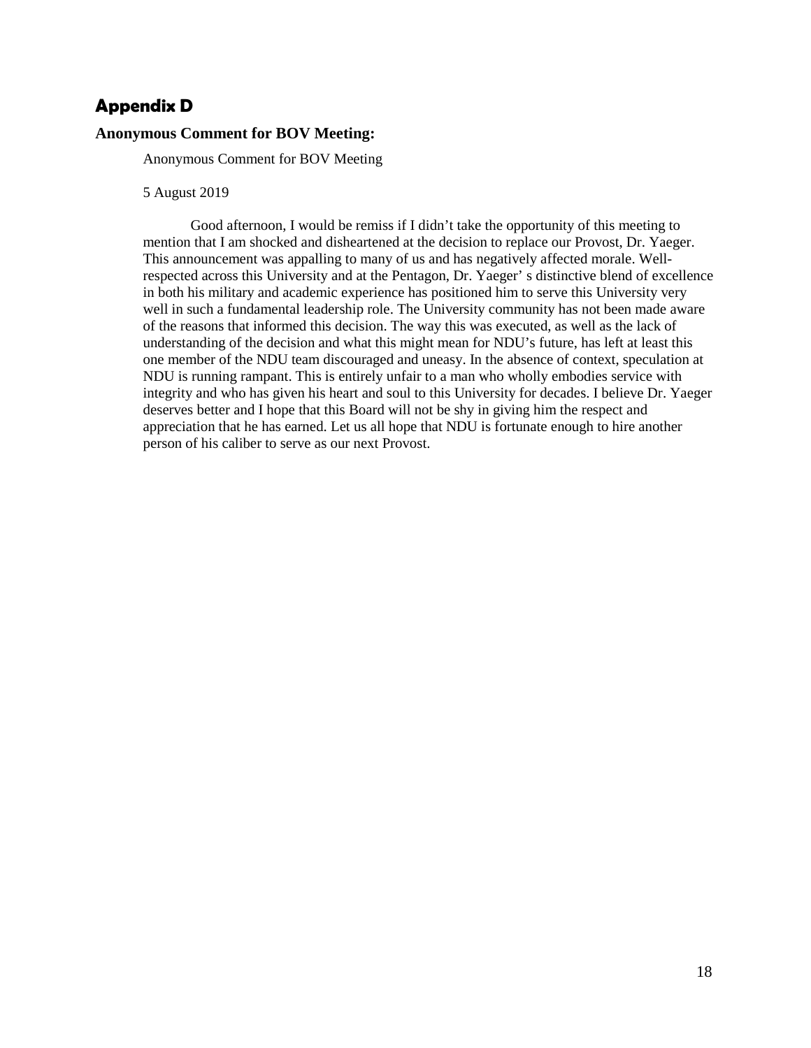## Appendix D

### Anonymous Comment for BOV Meeting:

Anonymous Comment for BOV Meeting

5 August 2019

Good afternoon, I would be remiss if I didn't take the opportunity of this meeting to mention that I am shocked and disheartened at the decision to replace our Provost, Dr. Yaeger. This announcement was appalling to many of us and has negatively affected morale. Well-respected across this University and at the Pentagon, Dr. Yaeger' s distinctive blend of excellence in both his military and academic experience has positioned him to serve this University very well in such a fundamental leadership role. The University community has not been made aware of the reasons that informed this decision. The way this was executed, as well as the lack of understanding of the decision and what this might mean for NDU's future, has left at least this one member of the NDU team discouraged and uneasy. In the absence of context, speculation at NDU is running rampant. This is entirely unfair to a man who wholly embodies service with integrity and who has given his heart and soul to this University for decades. I believe Dr. Yaeger deserves better and I hope that this Board will not be shy in giving him the respect and appreciation that he has earned. Let us all hope that NDU is fortunate enough to hire another person of his caliber to serve as our next Provost.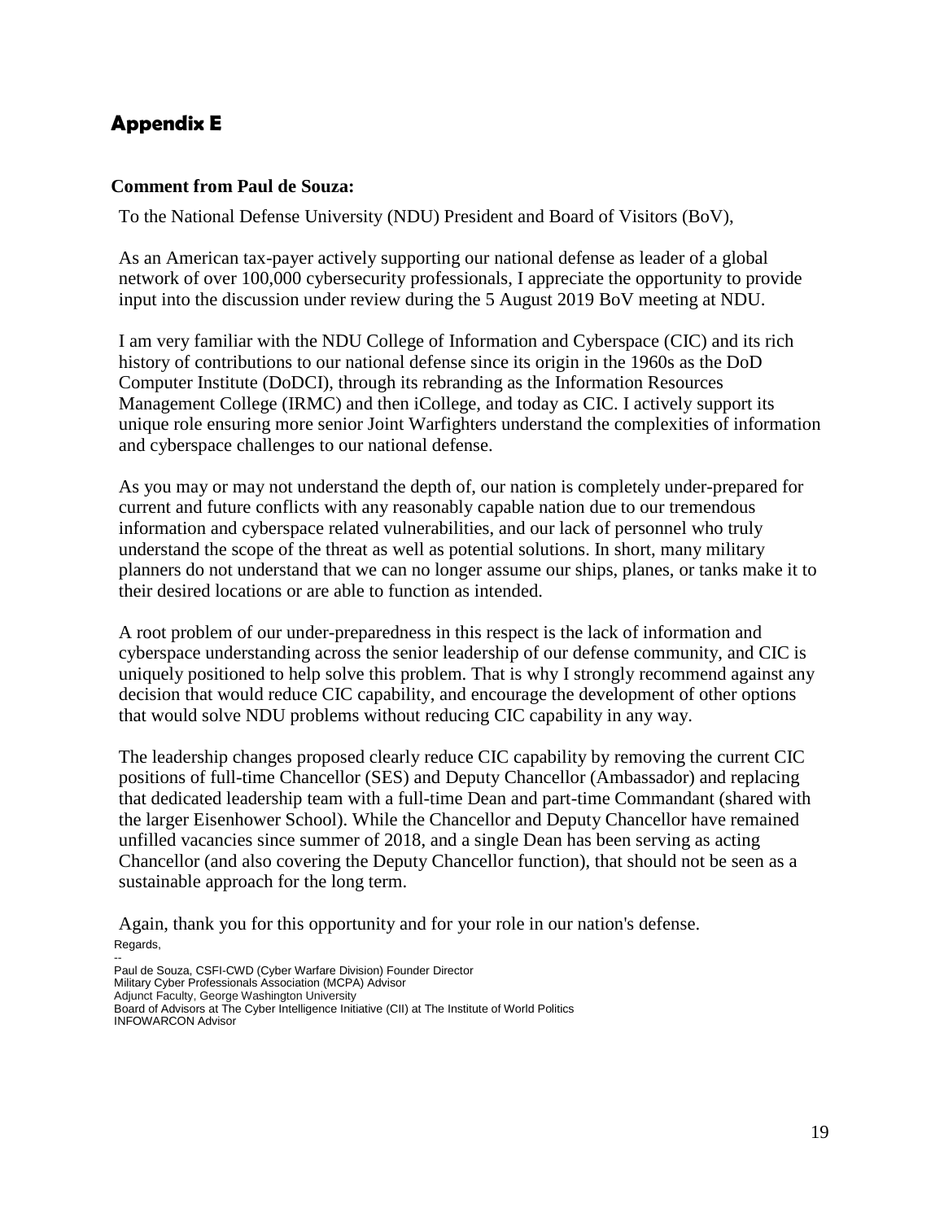## Appendix E

**Comment from Paul de Souza:**

To the National Defense University (NDU) President and Board of Visitors (BoV),

As an American tax-payer actively supporting our national defense as leader of a global network of over 100,000 cybersecurity professionals, I appreciate the opportunity to provide input into the discussion under review during the 5 August 2019 BoV meeting at NDU.

I am very familiar with the NDU College of Information and Cyberspace (CIC) and its rich history of contributions to our national defense since its origin in the 1960s as the DoD Computer Institute (DoDCI), through its rebranding as the Information Resources Management College (IRMC) and then iCollege, and today as CIC. I actively support its unique role ensuring more senior Joint Warfighters understand the complexities of information and cyberspace challenges to our national defense.

As you may or may not understand the depth of, our nation is completely under-prepared for current and future conflicts with any reasonably capable nation due to our tremendous information and cyberspace related vulnerabilities, and our lack of personnel who truly understand the scope of the threat as well as potential solutions. In short, many military planners do not understand that we can no longer assume our ships, planes, or tanks make it to their desired locations or are able to function as intended.

A root problem of our under-preparedness in this respect is the lack of information and cyberspace understanding across the senior leadership of our defense community, and CIC is uniquely positioned to help solve this problem. That is why I strongly recommend against any decision that would reduce CIC capability, and encourage the development of other options that would solve NDU problems without reducing CIC capability in any way.

The leadership changes proposed clearly reduce CIC capability by removing the current CIC positions of full-time Chancellor (SES) and Deputy Chancellor (Ambassador) and replacing that dedicated leadership team with a full-time Dean and part-time Commandant (shared with the larger Eisenhower School). While the Chancellor and Deputy Chancellor have remained unfilled vacancies since summer of 2018, and a single Dean has been serving as acting Chancellor (and also covering the Deputy Chancellor function), that should not be seen as a sustainable approach for the long term.

Again, thank you for this opportunity and for your role in our nation's defense.

Regards,

--
Paul de Souza, CSFI-CWD (Cyber Warfare Division) Founder Director
Military Cyber Professionals Association (MCPA) Advisor
Adjunct Faculty, George Washington University
Board of Advisors at The Cyber Intelligence Initiative (CII) at The Institute of World Politics
INFOWARCON Advisor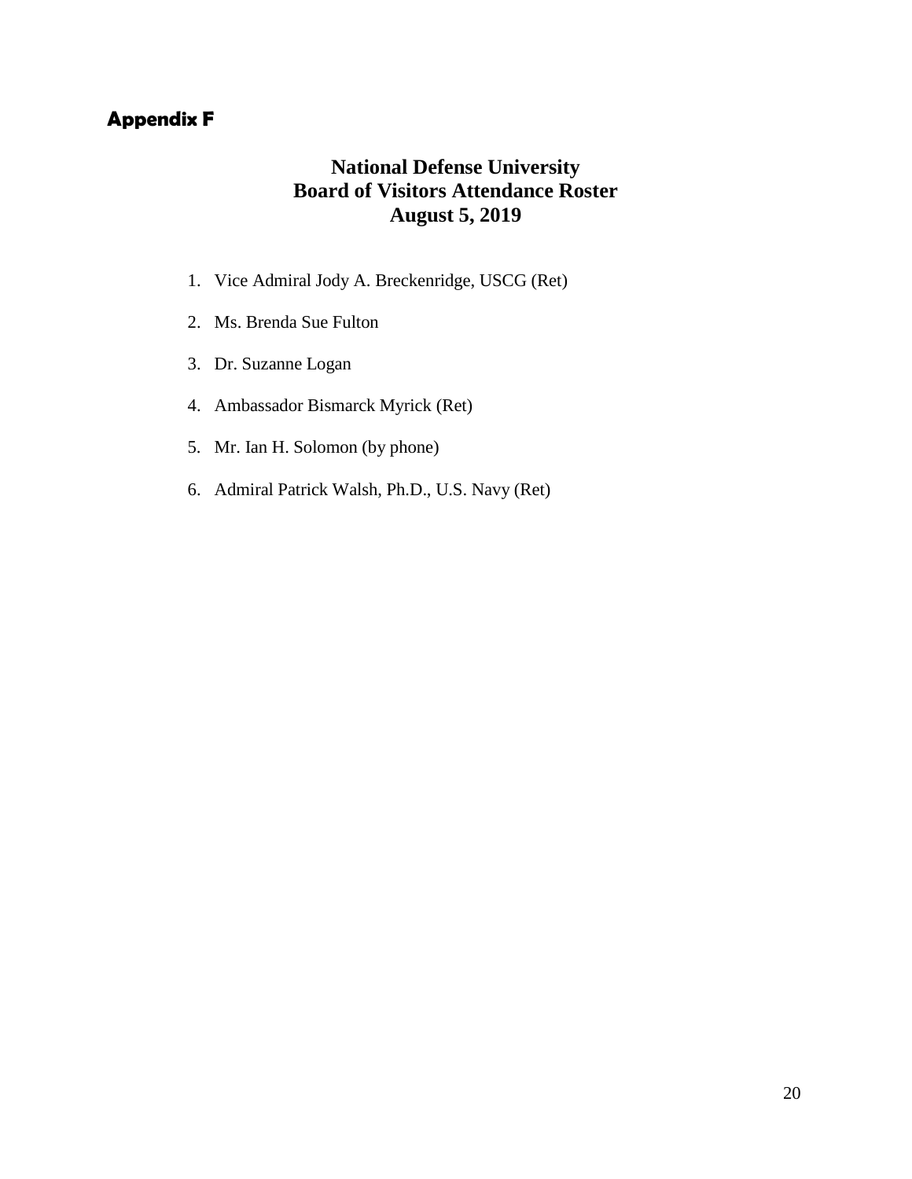## Appendix F

# National Defense University
# Board of Visitors Attendance Roster
# August 5, 2019

1. Vice Admiral Jody A. Breckenridge, USCG (Ret)
2. Ms. Brenda Sue Fulton
3. Dr. Suzanne Logan
4. Ambassador Bismarck Myrick (Ret)
5. Mr. Ian H. Solomon (by phone)
6. Admiral Patrick Walsh, Ph.D., U.S. Navy (Ret)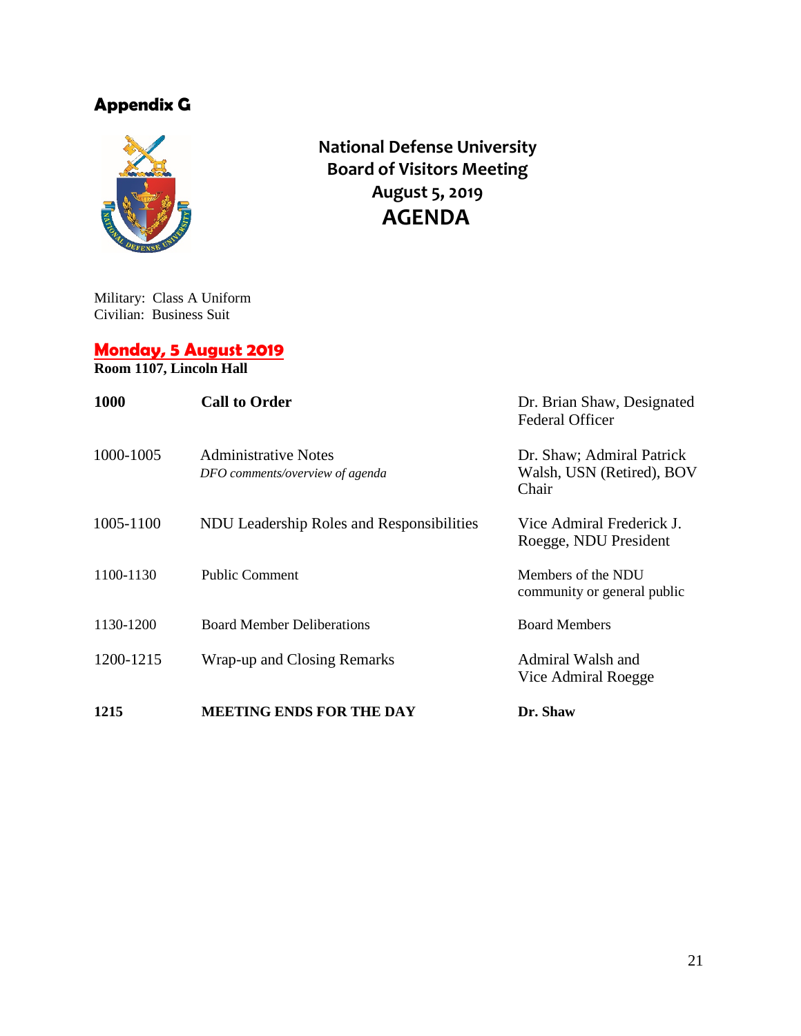## Appendix G

# National Defense University
# Board of Visitors Meeting
# August 5, 2019
# AGENDA

Military: Class A Uniform
Civilian: Business Suit

### Monday, 5 August 2019

**Room 1107, Lincoln Hall**

| | | |
|---|---|---|
| **1000** | **Call to Order** | Dr. Brian Shaw, Designated Federal Officer |
| 1000-1005 | Administrative Notes<br>*DFO comments/overview of agenda* | Dr. Shaw; Admiral Patrick Walsh, USN (Retired), BOV Chair |
| 1005-1100 | NDU Leadership Roles and Responsibilities | Vice Admiral Frederick J. Roegge, NDU President |
| 1100-1130 | Public Comment | Members of the NDU community or general public |
| 1130-1200 | Board Member Deliberations | Board Members |
| 1200-1215 | Wrap-up and Closing Remarks | Admiral Walsh and Vice Admiral Roegge |
| **1215** | **MEETING ENDS FOR THE DAY** | **Dr. Shaw** |